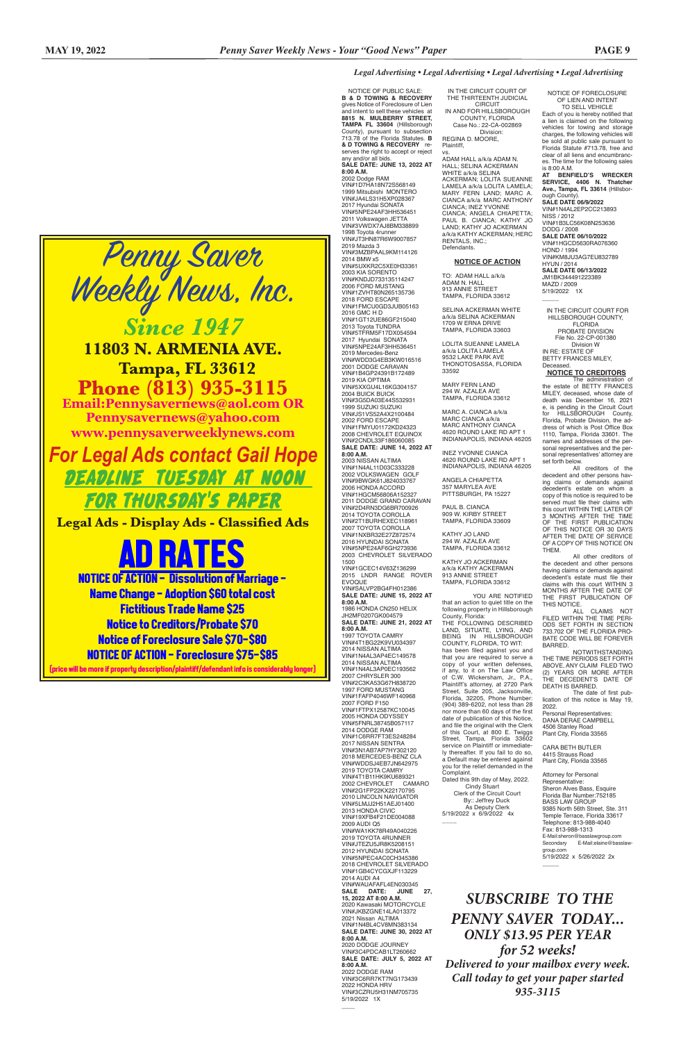*Legal Advertising • Legal Advertising • Legal Advertising • Legal Advertising*

# Penny Saver Weekly News, Inc.

**Since 1947**

**11803 N. ARMENIA AVE.**
**Tampa, FL 33612**
**Phone (813) 935-3115**
**Email:Pennysavernews@aol.com OR Pennysavernews@yahoo.com**
**www.pennysaverweeklynews.com**

*For Legal Ads contact Gail Hope*
**DEADLINE TUESDAY AT NOON FOR THURSDAY'S PAPER**

**Legal Ads - Display Ads - Classified Ads**

## AD RATES

**NOTICE OF ACTION – Dissolution of Marriage – Name Change – Adoption $60 total cost**
**Fictitious Trade Name $25**
**Notice to Creditors/Probate $70**
**Notice of Foreclosure Sale $70–$80**
**NOTICE OF ACTION – Foreclosure $75–$85**
(price will be more if property description/plaintiff/defendant info is considerably longer)

---

NOTICE OF PUBLIC SALE:
**B & D TOWING & RECOVERY** gives Notice of Foreclosure of Lien and intent to sell these vehicles at **8815 N. MULBERRY STREET, TAMPA FL 33604** (Hillsborough County), pursuant to subsection 713.78 of the Florida Statutes. **B & D TOWING & RECOVERY** reserves the right to accept or reject any and/or all bids.

**SALE DATE: JUNE 13, 2022 AT 8:00 A.M.**
2002 Dodge RAM
VIN#1D7HA18N72S568149
1999 Mitsubishi MONTERO
VIN#JA4LS31H5XP028367
2017 Hyundai SONATA
VIN#5NPE24AF3HH536451
2011 Volkswagen JETTA
VIN#3VWDX7AJ8BM338899
1998 Toyota 4runner
VIN#JT3HN87R6W9007857
2019 Mazda 3
VIN#3MZBPAAL9KM114126
2014 BMW x5
VIN#5UXKR2C5XE0H33361
2003 KIA SORENTO
VIN#KNDJD733135114247
2006 FORD MUSTANG
VIN#1ZVHT80N265135736
2018 FORD ESCAPE
VIN#1FMCU0GD3JUB05163
2016 GMC H D
VIN#1GT12UE86GF215040
2013 Toyota TUNDRA
VIN#5TFRM5F17DX054594
2017 Hyundai SONATA
VIN#5NPE24AF3HH536451
2019 Mercedes-Benz
VIN#WDD3G4EB3KW016516
2001 DODGE CARAVAN
VIN#1B4GP24391B172489
2019 KIA OPTIMA
VIN#5XXGU4L16KG304157
2004 BUICK BUICK
VIN#3G5DA03E44S532931
1999 SUZUKI SUZUKI
VIN#JS1VS52A4X2100484
2002 FORD ESCAPE
VIN#1FMYU01172KD24323
2008 CHEVROLET EQUINOX
VIN#2CNDL33F186060085

**SALE DATE: JUNE 14, 2022 AT 8:00 A.M.**
2003 NISSAN ALTIMA
VIN#1N4AL11D03C333228
2002 VOLKSWAGEN GOLF
VIN#9BWGK61J824033767
2006 HONDA ACCORD
VIN#1HGCM56806A152327
2011 DODGE GRAND CARAVAN
VIN#2D4RN3DG6BR700926
2014 TOYOTA COROLLA
VIN#2T1BURHEXEC118961
2007 TOYOTA COROLLA
VIN#1NXBR32E27Z872574
2016 HYUNDAI SONATA
VIN#5NPE24AF6GH273936
2003 CHEVROLET SILVERADO 1500
VIN#1GCEC14V63Z136299
2015 LNDR RANGE ROVER EVOQUE
VIN#SALVP2BG4FH012386

**SALE DATE: JUNE 15, 2022 AT 8:00 A.M.**
1986 HONDA CN250 HELIX
JH2MF0207GK004579

**SALE DATE: JUNE 21, 2022 AT 8:00 A.M.**
1997 TOYOTA CAMRY
VIN#4T1BG22K9VU034397
2014 NISSAN ALTIMA
VIN#1N4AL3AP4EC149578
2014 NISSAN ALTIMA
VIN#1N4AL3AP0EC193562
2007 CHRYSLER 300
VIN#2C3KA53G67H838720
1997 FORD MUSTANG
VIN#1FAFP4046WF140968
2007 FORD F150
VIN#1FTPX12587KC10045
2005 HONDA ODYSSEY
VIN#5FNRL38745B057117
2014 DODGE RAM
VIN#1C6RR7FT3ES248284
2017 NISSAN SENTRA
VIN#3N1AB7AP7HY302120
2018 MERCEDES-BENZ CLA
VIN#WDDSJ4EB7JN642975
2019 TOYOTA CAMRY
VIN#4T1B11HK9KU689321
2002 CHEVROLET CAMARO
VIN#2G1FP22KX22170795
2010 LINCOLN NAVIGATOR
VIN#5LMJJ2H51AEJ01400
2013 HONDA CIVIC
VIN#19XFB4F21DE004088
2009 AUDI Q5
VIN#WA1KK78R49A040226
2019 TOYOTA 4RUNNER
VIN#JTEZU5JR8K5208151
2012 HYUNDAI SONATA
VIN#5NPEC4AC0CH345386
2018 CHEVROLET SILVERADO
VIN#1GB4CYCGXJF113229
2014 AUDI A4
VIN#WAUAFAFL4EN030345

**SALE DATE: JUNE 27, 15, 2022 AT 8:00 A.M.**
2020 Kawasaki MOTORCYCLE
VIN#JKBZGNE14LA013372
2021 Nissan ALTIMA
VIN#1N4BL4CV8MN383134

**SALE DATE: JUNE 30, 2022 AT 8:00 A.M.**
2020 DODGE JOURNEY
VIN#3C4PDCAB1LT260662

**SALE DATE: JULY 5, 2022 AT 8:00 A.M.**
2022 DODGE RAM
VIN#3C6RR7KT7NG173439
2022 HONDA HRV
VIN#3CZRU5H31NM705735
5/19/2022 1X

---

IN THE CIRCUIT COURT OF THE THIRTEENTH JUDICIAL CIRCUIT
IN AND FOR HILLSBOROUGH COUNTY, FLORIDA
Case No.: 22-CA-002869
Division:
REGINA D. MOORE,
Plaintiff,
vs.
ADAM HALL a/k/a ADAM N. HALL; SELINA ACKERMAN WHITE a/k/a SELINA ACKERMAN; LOLITA SUEANNE LAMELA a/k/a LOLITA LAMELA; MARY FERN LAND; MARC A. CIANCA a/k/a MARC ANTHONY CIANCA; INEZ YVONNE CIANCA; ANGELA CHIAPETTA; PAUL B. CIANCA; KATHY JO LAND; KATHY JO ACKERMAN a/k/a KATHY ACKERMAN; HERC RENTALS, INC.;
Defendants.

**NOTICE OF ACTION**

TO: ADAM HALL a/k/a
ADAM N. HALL
913 ANNIE STREET
TAMPA, FLORIDA 33612

SELINA ACKERMAN WHITE
a/k/a SELINA ACKERMAN
1709 W ERNA DRIVE
TAMPA, FLORIDA 33603

LOLITA SUEANNE LAMELA
a/k/a LOLITA LAMELA
9532 LAKE PARK AVE
THONOTOSASSA, FLORIDA 33592

MARY FERN LAND
294 W. AZALEA AVE
TAMPA, FLORIDA 33612

MARC A. CIANCA a/k/a
MARC CIANCA a/k/a
MARC ANTHONY CIANCA
4620 ROUND LAKE RD APT 1
INDIANAPOLIS, INDIANA 46205

INEZ YVONNE CIANCA
4620 ROUND LAKE RD APT 1
INDIANAPOLIS, INDIANA 46205

ANGELA CHIAPETTA
357 MARYLEA AVE
PITTSBURGH, PA 15227

PAUL B. CIANCA
909 W. KIRBY STREET
TAMPA, FLORIDA 33609

KATHY JO LAND
294 W. AZALEA AVE
TAMPA, FLORIDA 33612

KATHY JO ACKERMAN
a/k/a KATHY ACKERMAN
913 ANNIE STREET
TAMPA, FLORIDA 33612

YOU ARE NOTIFIED that an action to quiet title on the following property in Hillsborough County, Florida:
THE FOLLOWING DESCRIBED LAND, SITUATE, LYING, AND BEING IN HILLSBOROUGH COUNTY, FLORIDA, TO WIT:
has been filed against you and that you are required to serve a copy of your written defenses, if any, to it on The Law Office of C.W. Wickersham, Jr., P.A., Plaintiff's attorney, at 2720 Park Street, Suite 205, Jacksonville, Florida, 32205, Phone Number: (904) 389-6202, not less than 28 nor more than 60 days of the first date of publication of this Notice, and file the original with the Clerk of this Court, at 800 E. Twiggs Street, Tampa, Florida 33602 service on Plaintiff or immediately thereafter. If you fail to do so, a Default may be entered against you for the relief demanded in the Complaint.
Dated this 9th day of May, 2022.
Cindy Stuart
Clerk of the Circuit Court
By:: Jeffrey Duck
As Deputy Clerk
5/19/2022 x 6/9/2022 4x

---

NOTICE OF FORECLOSURE OF LIEN AND INTENT TO SELL VEHICLE
Each of you is hereby notified that a lien is claimed on the following vehicles for towing and storage charges, the following vehicles will be sold at public sale pursuant to Florida Statute #713.78, free and clear of all liens and encumbrances. The time for the following sales is 8:00 A.M.
**AT BENFIELD'S WRECKER SERVICE, 4406 N. Thatcher Ave., Tampa, FL 33614** (Hillsborough County).
**SALE DATE 06/9/2022**
VIN#1N4AL2EP2CC213893
NISS / 2012
VIN#1B3LC56K08N253636
DODG / 2008
**SALE DATE 06/10/2022**
VIN#1HGCD5630RA076360
HOND / 1994
VIN#KM8JU3AG7EU832789
HYUN / 2014
**SALE DATE 06/13/2022**
JM1BK344491223389
MAZD / 2009
5/19/2022 1X

---

IN THE CIRCUIT COURT FOR HILLSBOROUGH COUNTY, FLORIDA
PROBATE DIVISION
File No. 22-CP-001380
Division W
IN RE: ESTATE OF
BETTY FRANCES MILEY,
Deceased.

**NOTICE TO CREDITORS**

The administration of the estate of BETTY FRANCES MILEY, deceased, whose date of death was December 16, 2021 e, is pending in the Circuit Court for HILLSBOROUGH County, Florida, Probate Division, the address of which is Post Office Box 1110, Tampa, Florida 33601. The names and addresses of the personal representatives and the personal representatives' attorney are set forth below.

All creditors of the decedent and other persons having claims or demands against decedent's estate on whom a copy of this notice is required to be served must file their claims with this court WITHIN THE LATER OF 3 MONTHS AFTER THE TIME OF THE FIRST PUBLICATION OF THIS NOTICE OR 30 DAYS AFTER THE DATE OF SERVICE OF A COPY OF THIS NOTICE ON THEM.

All other creditors of the decedent and other persons having claims or demands against decedent's estate must file their claims with this court WITHIN 3 MONTHS AFTER THE DATE OF THE FIRST PUBLICATION OF THIS NOTICE.

ALL CLAIMS NOT FILED WITHIN THE TIME PERIODS SET FORTH IN SECTION 733.702 OF THE FLORIDA PROBATE CODE WILL BE FOREVER BARRED.

NOTWITHSTANDING THE TIME PERIODS SET FORTH ABOVE, ANY CLAIM FILED TWO (2) YEARS OR MORE AFTER THE DECEDENT'S DATE OF DEATH IS BARRED.

The date of first publication of this notice is May 19, 2022.

Personal Representatives:
DANA DERAE CAMPBELL
4506 Stanley Road
Plant City, Florida 33565

CARA BETH BUTLER
4415 Strauss Road
Plant City, Florida 33565

Attorney for Personal Representative:
Sheron Alves Bass, Esquire
Florida Bar Number:752185
BASS LAW GROUP
9385 North 56th Street, Ste. 311
Temple Terrace, Florida 33617
Telephone: 813-988-4040
Fax: 813-988-1313
E-Mail:sheron@basslawgroup.com
Secondary E-Mail:elaine@basslawgroup.com
5/19/2022 x 5/26/2022 2x

---

*SUBSCRIBE TO THE PENNY SAVER TODAY...*
*ONLY $13.95 PER YEAR for 52 weeks!*
*Delivered to your mailbox every week.*
*Call today to get your paper started*
*935-3115*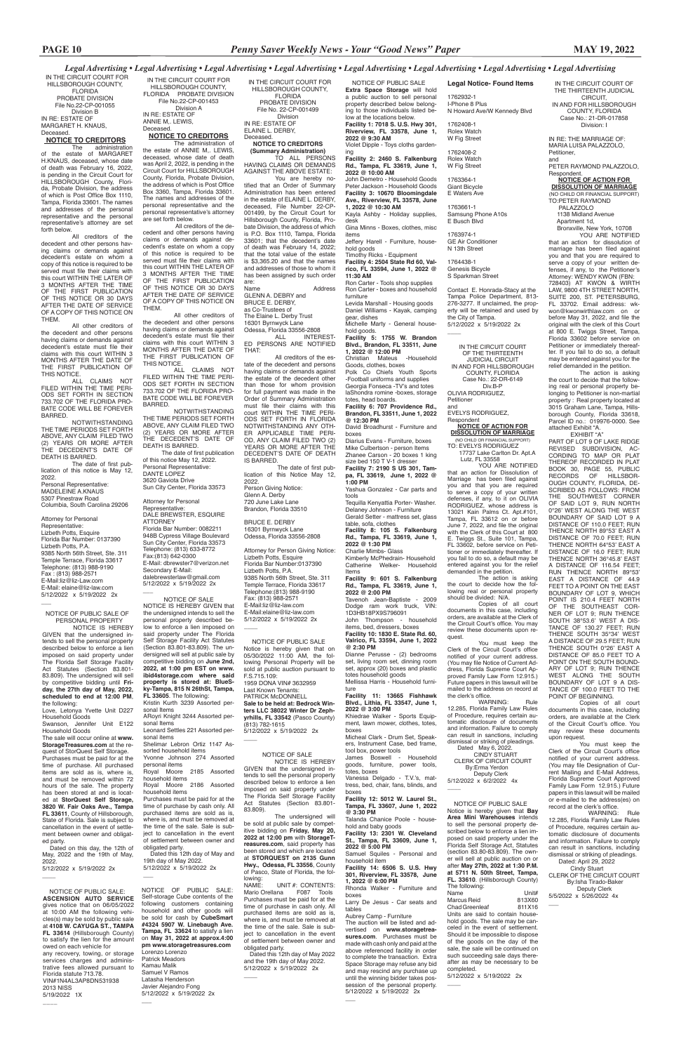*Legal Advertising • Legal Advertising • Legal Advertising • Legal Advertising • Legal Advertising • Legal Advertising • Legal Advertising • Legal Advertising*

IN THE CIRCUIT COURT FOR HILLSBOROUGH COUNTY, FLORIDA
PROBATE DIVISION
File No.22-CP-001055
Division B
IN RE: ESTATE OF MARGARET H. KNAUS,
Deceased.

**NOTICE TO CREDITORS**

The administration of the estate of MARGARET H.KNAUS, deceased, whose date of death was February 16, 2022, is pending in the Circuit Court for HILLSBOROUGH County, Florida, Probate Division, the address of which is Post Office Box 1110, Tampa, Florida 33601. The names and addresses of the personal representative and the personal representative's attorney are set forth below.

All creditors of the decedent and other persons having claims or demands against decedent's estate on whom a copy of this notice is required to be served must file their claims with this court WITHIN THE LATER OF 3 MONTHS AFTER THE TIME OF THE FIRST PUBLICATION OF THIS NOTICE OR 30 DAYS AFTER THE DATE OF SERVICE OF A COPY OF THIS NOTICE ON THEM.

All other creditors of the decedent and other persons having claims or demands against decedent's estate must file their claims with this court WITHIN 3 MONTHS AFTER THE DATE OF THE FIRST PUBLICATION OF THIS NOTICE.

ALL CLAIMS NOT FILED WITHIN THE TIME PERIODS SET FORTH IN SECTION 733.702 OF THE FLORIDA PROBATE CODE WILL BE FOREVER BARRED.

NOTWITHSTANDING THE TIME PERIODS SET FORTH ABOVE, ANY CLAIM FILED TWO (2) YEARS OR MORE AFTER THE DECEDENT'S DATE OF DEATH IS BARRED.

The date of first publication of this notice is May 12, 2022.

Personal Representative:
MADELEINE A KNAUS
5307 Pinestraw Road
Columbia, South Carolina 29206

Attorney for Personal Representative:
Lizbeth Potts, Esquire
Florida Bar Number: 0137390
Lizbeth Potts, P.A.
9385 North 56th Street, Ste. 311
Temple Terrace, Florida 33617
Telephone: (813) 988-9190
Fax : (813) 988-2571
E-Mail:liz@liz-Law.com
E-Mail: elaine@liz-law.com
5/12/2022 x 5/19/2022 2x

---

NOTICE OF PUBLIC SALE OF PERSONAL PROPERTY

NOTICE IS HEREBY GIVEN that the undersigned intends to sell the personal property described below to enforce a lien imposed on said property under The Florida Self Storage Facility Act Statutes (Section 83.801-83.809). The undersigned will sell by competitive bidding on **Friday, the 27th day of May, 2022, scheduled to end at 12:00 PM**, the following:

Love, Letonya Yvette Unit D227 Household Goods
Swanson, Jennifer Unit E122 Household Goods

The sale will occur online at **www.StorageTreasures.com** at the request of StorQuest Self Storage. Purchases must be paid for at the time of purchase. All purchased items are sold as is, where is, and must be removed within 72 hours of the sale. The property has been stored at and is located at **StorQuest Self Storage, 3820 W. Fair Oaks Ave., Tampa FL 33611**, County of Hillsborough, State of Florida. Sale is subject to cancellation in the event of settlement between owner and obligated party.

Dated on this day, the 12th of May, 2022 and the 19th of May, 2022.
5/12/2022 x 5/19/2022 2x

---

NOTICE OF PUBLIC SALE: **ASCENSION AUTO SERVICE** gives notice that on 06/05/2022 at 10:00 AM the following vehicles(s) may be sold by public sale at **4108 W. CAYUGA ST., TAMPA FL 33614** (Hillsborough County) to satisfy the lien for the amount owed on each vehicle for any recovery, towing, or storage services charges and administrative fees allowed pursuant to Florida statute 713.78.
VIN#1N4AL3AP8DN531938
2013 NISS
5/19/2022 1X

---

IN THE CIRCUIT COURT FOR HILLSBOROUGH COUNTY, FLORIDA PROBATE DIVISION
File No.22-CP-001453
Division A
IN RE: ESTATE OF ANNIE M,. LEWIS,
Deceased.

**NOTICE TO CREDITORS**

The administration of the estate of ANNIE M,. LEWIS, deceased, whose date of death was April 2, 2022, is pending in the Circuit Court for HILLSBOROUGH County, Florida, Probate Division, the address of which is Post Office Box 3360, Tampa, Florida 33601. The names and addresses of the personal representative and the personal representative's attorney are set forth below.

All creditors of the decedent and other persons having claims or demands against decedent's estate on whom a copy of this notice is required to be served must file their claims with this court WITHIN THE LATER OF 3 MONTHS AFTER THE TIME OF THE FIRST PUBLICATION OF THIS NOTICE OR 30 DAYS AFTER THE DATE OF SERVICE OF A COPY OF THIS NOTICE ON THEM.

All other creditors of the decedent and other persons having claims or demands against decedent's estate must file their claims with this court WITHIN 3 MONTHS AFTER THE DATE OF THE FIRST PUBLICATION OF THIS NOTICE.

ALL CLAIMS NOT FILED WITHIN THE TIME PERIODS SET FORTH IN SECTION 733.702 OF THE FLORIDA PROBATE CODE WILL BE FOREVER BARRED.

NOTWITHSTANDING THE TIME PERIODS SET FORTH ABOVE, ANY CLAIM FILED TWO (2) YEARS OR MORE AFTER THE DECEDENT'S DATE OF DEATH IS BARRED.

The date of first publication of this notice May 12, 2022.

Personal Representative:
DANTE LOPEZ
3620 Gaviota Drive
Sun City Center, Florida 33573

Attorney for Personal Representative:
DALE BREWSTER, ESQUIRE ATTORNEY
Florida Bar Number: 0082211
948B Cypress Village Boulevard
Sun City Center, Florida 33573
Telephone: (813) 633-8772
Fax:(813) 642-0300
E-Mail: dbrewster7@verizon.net
Secondary E-Mail: dalebrewsterlaw@gmail.com
5/12/2022 x 5/19/2022 2x

---

NOTICE OF SALE

NOTICE IS HEREBY GIVEN that the undersigned intends to sell the personal property described below to enforce a lien imposed on said property under The Florida Self Storage Facility Act Statutes (Section 83.801-83.809). The undersigned will sell at public sale by competitive bidding on **June 2nd, 2022, at 1:00 pm EST on www.lbid4storage.com where said property is stored at: BlueSky-Tampa, 815 N 26thSt, Tampa, FL 33605**. The following:

Kristin Kurth 3239 Assorted personal items
ARoyti Knight 3244 Assorted personal items
Leonard Settles 221 Assorted personal items
Shelimar Lebron Ortiz 1147 Assorted household items
Yvonne Johnson 274 Assorted personal items
Royal Moore 2185 Assorted household items
Royal Moore 2186 Assorted household items

Purchases must be paid for at the time of purchase by cash only. All purchased items are sold as is, where is, and must be removed at the time of the sale. Sale is subject to cancellation in the event of settlement between owner and obligated party.

Dated this 12th day of May and 19th day of May 2022.
5/12/2022 x 5/19/2022 2x

---

NOTICE OF PUBLIC SALE: Self-storage Cube contents of the following customers containing household and other goods will be sold for cash by **CubeSmart #4324 5907 W. Linebaugh Ave. Tampa, FL 33624** to satisfy a lien on **May 31, 2022 at approx.4:00 pm www.storagetreasures.com**

Lorenzo Lorenzo
Patrick Meadors
Kamau Malik
Samuel V Ramos
Latasha Henderson
Javier Alejandro Fong
5/12/2022 x 5/19/2022 2x

---

IN THE CIRCUIT COURT FOR HILLSBOROUGH COUNTY, FLORIDA
PROBATE DIVISION
File No. 22-CP-01499
IN RE: ESTATE OF ELAINE L. DERBY,
Deceased.

**NOTICE TO CREDITORS (Summary Administration)**

TO ALL PERSONS HAVING CLAIMS OR DEMANDS AGAINST THE ABOVE ESTATE:

You are hereby notified that an Order of Summary Administration has been entered in the estate of ELAINE L. DERBY, deceased, File Number 22-CP-001499, by the Circuit Court for Hillsborough County, Florida, Probate Division, the address of which is P.O. Box 1110, Tampa, Florida 33601; that the decedent's date of death was February 14, 2022; that the total value of the estate is $3,365.20 and that the names and addresses of those to whom it has been assigned by such order are:

Name Address
GLENN A. DERBY and BRUCE E. DERBY, as Co-Trustees of The Elaine L. Derby Trust
16301 Byrnwyck Lane
Odessa, Florida 33556-2808

ALL INTERESTED PERSONS ARE NOTIFIED THAT:

All creditors of the estate of the decedent and persons having claims or demands against the estate of the decedent other than those for whom provision for full payment was made in the Order of Summary Administration must file their claims with this court WITHIN THE TIME PERIODS SET FORTH IN FLORIDA NOTWITHSTANDING ANY OTHER APPLICABLE TIME PERIOD, ANY CLAIM FILED TWO (2) YEARS OR MORE AFTER THE DECEDENT'S DATE OF DEATH IS BARRED.

The date of first publication of this Notice May 12, 2022.

Person Giving Notice:
Glenn A. Derby
720 June Lake Lane
Brandon, Florida 33510

BRUCE E. DERBY
16301 Byrnwyck Lane
Odessa, Florida 33556-2808

Attorney for Person Giving Notice:
Lizbeth Potts, Esquire
Florida Bar Number:0137390
Lizbeth Potts, P.A.
9385 North 56th Street, Ste. 311
Temple Terrace, Florida 33617
Telephone:(813) 988-9190
Fax: (813) 988-2571
E-Mail:liz@liz-law.com
E-Mail:elaine@liz-law.com
5/12/2022 x 5/19/2022 2x

---

NOTICE OF PUBLIC SALE

Notice is hereby given that on 05/30/2022 11:00 AM, the following Personal Property will be sold at public auction pursuant to F.S.715.109:
1959 DONA VIN# 3632959
Last Known Tenants:
PATRICK McDONNELL
**Sale to be held at: Bedrock Winters LLC 38022 Winter Dr Zephyrhills, FL 33542** (Pasco County) (813) 782-1615
5/12/2022 x 5/19/2022 2x

---

NOTICE OF SALE

NOTICE IS HEREBY GIVEN that the undersigned intends to sell the personal property described below to enforce a lien imposed on said property under The Florida Self Storage Facility Act Statutes (Section 83.801-83.809).

The undersigned will be sold at public sale by competitive bidding on **Friday, May 20, 2022 at 12:00 pm with StorageTreasures.com**, said property has been stored and which are located at **STORQUEST on 2135 Gunn Hwy., Odessa, FL 33556**, County of Pasco, State of Florida, the following:

NAME: UNIT #: CONTENTS:
Mario Orellana F087 Tools

Purchases must be paid for at the time of purchase in cash only. All purchased items are sold as is, where is, and must be removed at the time of the sale. Sale is subject to cancellation in the event of settlement between owner and obligated party.

Dated this 12th day of May 2022 and the 19th day of May 2022.
5/12/2022 x 5/19/2022 2x

---

NOTICE OF PUBLIC SALE

**Extra Space Storage** will hold a public auction to sell personal property described below belonging to those individuals listed below at the locations below.

**Facility 1: 7018 S. U.S. Hwy 301, Riverview, FL 33578, June 1, 2022 @ 9:30 AM**
Violet Dipple - Toys cloths gardening

**Facility 2: 2460 S. Falkenburg Rd., Tampa, FL 33619, June 1, 2022 @ 10:00 AM**
John Demetro - Household Goods
Peter Jackson - Household Goods

**Facility 3: 10670 Bloomingdale Ave., Riverview, FL 33578, June 1, 2022 @ 10:30 AM**
Kayla Ashby - Holiday supplies, desk
Gina Minns - Boxes, clothes, misc items
Jeffery Harell - Furniture, household goods
Timothy Ricks - Equipment

**Facility 4: 2504 State Rd 60, Valrico, FL 33594, June 1, 2022 @ 11:30 AM**
Ron Carter - Tools shop supplies
Ron Carter - boxes and household furniture
Levida Marshall - Housing goods
Daniel Williams - Kayak, camping gear, dishes
Michelle Marty - General household goods.

**Facility 5: 1755 W. Brandon Blvd., Brandon, FL 33511, June 1, 2022 @ 12:00 PM**
Christian Mateus -Household Goods, clothes, boxes
Polk Co Chiefs Youth Sports -Football uniforms and supplies
Georgia Fonseca -TV's and totes
laShondra romine -boxes, storage totes, head boards.

**Facility 6: 707 Providence Rd., Brandon, FL 33511, June 1, 2022 @ 12:30 PM**
David Broadhurst - Furniture and boxes
Diarius Evans - Furniture, boxes
Mike Culbertson - person Items
Zhanee Carson - 20 boxes 1 king size bed 150 T V-1 dresser

**Facility 7: 2190 S US 301, Tampa, FL 33619, June 1, 2022 @ 1:00 PM**
Yashua Gonzalez - Car parts and tools
Tequilla Kenyattia Porter- Washer.
Delaney Johnson - Furniture
Gerald Setter - mattress set, glass table, sofa, clothes

**Facility 8: 105 S. Falkenburg Rd., Tampa, FL 33619, June 1, 2022 @ 1:30 PM**
Charlie Mimbs- Glass
Kimberly McPhedrain- Household
Catherine Welker- Household Items

**Facility 9: 601 S. Falkenburg Rd., Tampa, FL 33619, June 1, 2022 @ 2:00 PM**
Tavenoh Jean-Baptiste - 2009 Dodge ram work truck, VIN: 1D3HB18PX9S796091
John Thompson - household items, bed, dressers, boxes

**Facility 10: 1830 E. State Rd. 60, Valrico, FL 33594, June 1, 2022 @ 2:30 PM**
Dianne Perusse - (2) bedrooms set, living room set, dinning room set, approx (20) boxes and plastic totes household goods
Mellissa Harris - Household furniture

**Facility 11: 13665 Fishhawk Blvd., Lithia, FL 33547, June 1, 2022 @ 3:00 PM**
Khiedrae Walker - Sports Equipment, lawn mower, clothes, totes, boxes
Micheal Clark - Drum Set, Speakers, Instrument Case, bed frame, tool box, power tools
James Boswell - Household goods, furniture, power tools, totes, boxes
Vanessa Delgado - T.V.'s, mattress, bed, chair, fans, blinds, and boxes

**Facility 12: 5012 W. Laurel St., Tampa, FL 33607, June 1, 2022 @ 3:30 PM**
Talanda Chanice Poole - household and baby goods

**Facility 13: 2301 W. Cleveland St., Tampa, FL 33609, June 1, 2022 @ 5:00 PM**
Samuel Squiles - Personal and household item

**Facility 14: 6506 S. U.S. Hwy 301, Riverview, FL 33578, June 1, 2022 @ 6:00 PM**
Rhonda Walker - Furniture and boxes
Larry De Jesus - Car seats and tables
Aubrey Camp - Furniture

The auction will be listed and advertised on **www.storagetreasures.com**. Purchases must be made with cash only and paid at the above referenced facility in order to complete the transaction. Extra Space Storage may refuse any bid and may rescind any purchase up until the winning bidder takes possession of the personal property.
5/12/2022 x 5/19/2022 2x

---

**Legal Notice- Found Items**

1762932-1
I-Phone 8 Plus
N Howard Ave/W Kennedy Blvd

1762408-1
Rolex Watch
W Fig Street

1762408-2
Rolex Watch
W Fig Street

1763364-1
Giant Bicycle
E Waters Ave

1763661-1
Samsung Phone A10s
E Busch Blvd

1763974-1
GE Air Conditioner
N 13th Street

1764438-1
Genesis Bicycle
S Sparkman Street

Contact E. Honrada-Stacy at the Tampa Police Department, 813-276-3277. If unclaimed, the property will be retained and used by the City of Tampa.
5/12/2022 x 5/19/2022 2x

---

IN THE CIRCUIT COURT OF THE THIRTEENTH JUDICIAL CIRCUIT
IN AND FOR HILLSBOROUGH COUNTY, FLORIDA
Case No.: 22-DR-6149
Div.B-P
OLIVIA RODRIGUEZ,
Petitioner
and
EVELYS RODRIGUEZ,
Respondent

**NOTICE OF ACTION FOR DISSOLUTION OF MARRIAGE**
(NO CHILD OR FINANCIAL SUPPORT)

TO: EVELYS RODRIGUEZ
17737 Lake Carlton Dr. Apt.A
Lutz, FL 33558

YOU ARE NOTIFIED that an action for Dissolution of Marriage has been filed against you and that you are required to serve a copy of your written defenses, if any, to it on OLIVIA RODRIGUEZ, whose address is 13021 Kain Palms Ct. Apt.#101, Tampa, FL 33612 on or before June 7, 2022, and file the original with the Clerk of this Court at 800 E. Twiggs St., Suite 101, Tampa, FL 33602, before service on Petitioner or immediately thereafter. If you fail to do so, a default may be entered against you for the relief demanded in the petition.

The action is asking the court to decide how the following real or personal property should be divided: N/A.

Copies of all court documents in this case, including orders, are available at the Clerk of the Circuit Court's office. You may review these documents upon request.

You must keep the Clerk of the Circuit Court's office notified of your current address. (You may file Notice of Current Address, Florida Supreme Court Approved Family Law Form 12.915.) Future papers in this lawsuit will be mailed to the address on record at the clerk's office.

WARNING: Rule 12.285, Florida Family Law Rules of Procedure, requires certain automatic disclosure of documents and information. Failure to comply can result in sanctions, including dismissal or striking of pleadings.

Dated May 6, 2022.
CINDY STUART
CLERK OF CIRCUIT COURT
By:Erma Yerdon
Deputy Clerk
5/12/2022 x 6/2/2022 4x

---

NOTICE OF PUBLIC SALE

Notice is hereby given that **Bay Area Mini Warehouses** intends to sell the personal property described below to enforce a lien imposed on said property under the Florida Self Storage Act Statutes (section 83.80-83.809). The owner will sell at public auction on or after **May 27th, 2022 at 1:30 P.M. at 5711 N. 50th Street, Tampa, FL. 33610**. (Hillsborough County) The following:

| Name | Unit# |
|---|---|
| Marcus Reid | 813X60 |
| Chad Greenleaf | 811X16 |

Units are said to contain household goods. The sale may be canceled in the event of settlement. Should it be impossible to dispose of the goods on the day of the sale, the sale will be continued on such succeeding sale days thereafter as may be necessary to be completed.
5/12/2022 x 5/19/2022 2x

---

IN THE CIRCUIT COURT OF THE THIRTEENTH JUDICIAL CIRCUIT,
IN AND FOR HILLSBOROUGH COUNTY, FLORIDA
Case No.: 21-DR-017858
Division: I

IN RE: THE MARRIAGE OF:
MARIA LUISA PALAZZOLO,
Petitioner,
and
PETER RAYMOND PALAZZOLO,
Respondent.

**NOTICE OF ACTION FOR DISSOLUTION OF MARRIAGE**
(NO CHILD OR FINANCIAL SUPPORT)

TO:PETER RAYMOND PALAZZOLO
1138 Midland Avenue
Apartment 1d,
Bronxville, New York, 10708

YOU ARE NOTIFIED that an action for dissolution of marriage has been filed against you and that you are required to serve a copy of your written defenses, if any, to the Petitioner's Attorney: WENDY KWON (FBN: 728403) AT KWON & WIRTH LAW, 9800 4TH STREET NORTH, SUITE 200, ST. PETERSBURG, FL 33702. Email address: wkwon@kwonwirthlaw.com on or before May 31, 2022, and file the original with the clerk of this Court at 800 E. Twiggs Street, Tampa, Florida 33602 before service on Petitioner or immediately thereafter. If you fail to do so, a default may be entered against you for the relief demanded in the petition.

The action is asking the court to decide the following real or personal property belonging to Petitioner is non-marital property: Real property located at 3015 Graham Lane, Tampa, Hillsborough County, Florida 33618, Parcel ID no.: 019976-0000. See attached Exhibit "A".

EXHIBIT "A"

PART OF LOT 9 OF LAKE RIDGE REVISED SUBDIVISION, ACCORDING TO MAP OR PLAT THEREOF RECORDED IN PLAT BOOK 30, PAGE 55, PUBLIC RECORDS OF HILLSBOROUGH COUNTY, FLORIDA, DESCRIBED AS FOLLOWS: FROM THE SOUTHWEST CORNER OF SAID LOT 9, RUN NORTH 0°26' WEST ALONG THE WEST BOUNDARY OF SAID LOT 9 A DISTANCE OF 110.0 FEET; RUN THENCE NORTH 89°53' EAST A DISTANCE OF 70.0 FEET; RUN THENCE NORTH 64°53' EAST A DISTANCE OF 16.0 FEET; RUN THENCE NORTH 36°45.8' EAST A DISTANCE OF 116.54 FEET; RUN THENCE NORTH 89°53' EAST A DISTANCE OF 44.9 FEET TO A POINT ON THE EAST BOUNDARY OF LOT 9, WHICH POINT IS 210.4 FEET NORTH OF THE SOUTHEAST CORNER OF LOT 9; RUN THENCE SOUTH 38°53.6' WEST A DISTANCE OF 130.27 FEET; RUN THENCE SOUTH 35°34' WEST A DISTANCE OF 29.5 FEET; RUN THENCE SOUTH 0°26' EAST A DISTANCE OF 85.0 FEET TO A POINT ON THE SOUTH BOUNDARY OF LOT 9; RUN THENCE WEST ALONG THE SOUTH BOUNDARY OF LOT 9 A DISTANCE OF 100.0 FEET TO THE POINT OF BEGINNING.

Copies of all court documents in this case, including orders, are available at the Clerk of the Circuit Court's office. You may review these documents upon request.

You must keep the Clerk of the Circuit Court's office notified of your current address. (You may file Designation of Current Mailing and E-Mail Address, Florida Supreme Court Approved Family Law Form 12.915.) Future papers in this lawsuit will be mailed or e-mailed to the address(es) on record at the clerk's office.

WARNING: Rule 12.285, Florida Family Law Rules of Procedure, requires certain automatic disclosure of documents and information. Failure to comply can result in sanctions, including dismissal or striking of pleadings.

Dated: April 29, 2022
Cindy Stuart
CLERK OF THE CIRCUIT COURT
By:Isha Tirado-Baker
Deputy Clerk
5/5/2022 x 5/26/2022 4x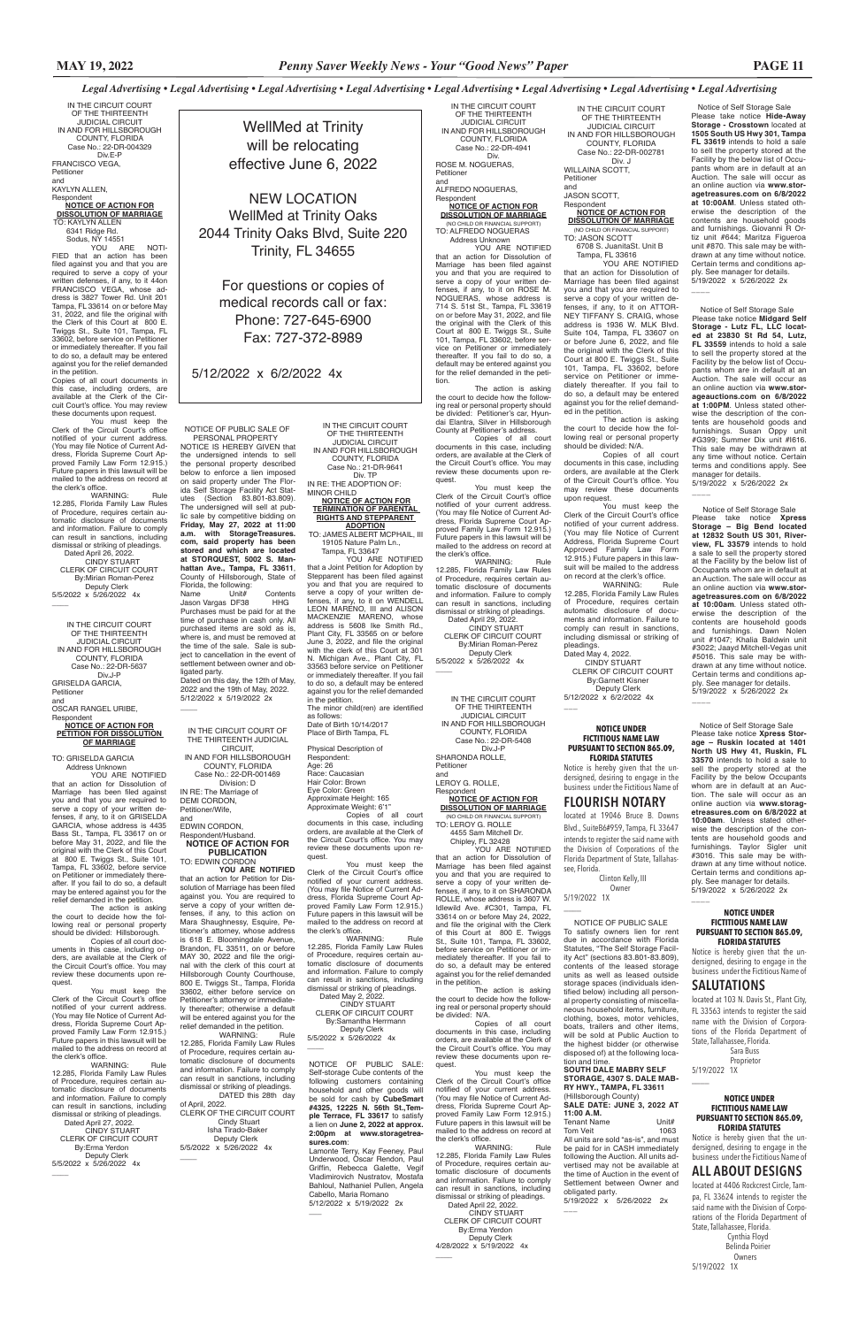*Legal Advertising • Legal Advertising • Legal Advertising • Legal Advertising • Legal Advertising • Legal Advertising • Legal Advertising • Legal Advertising*

IN THE CIRCUIT COURT OF THE THIRTEENTH JUDICIAL CIRCUIT IN AND FOR HILLSBOROUGH COUNTY, FLORIDA
Case No.: 22-DR-004329
Div.E-P

FRANCISCO VEGA,
Petitioner
and
KAYLYN ALLEN,
Respondent

**NOTICE OF ACTION FOR DISSOLUTION OF MARRIAGE**

TO: KAYLYN ALLEN
6341 Ridge Rd.
Sodus, NY 14551

YOU ARE NOTIFIED that an action has been filed against you and that you are required to serve a copy of your written defenses, if any, to it 44on FRANCISCO VEGA, whose address is 3827 Tower Rd. Unit 201 Tampa, FL 33614 on or before May 31, 2022, and file the original with the Clerk of this Court at 800 E. Twiggs St., Suite 101, Tampa, FL 33602, before service on Petitioner or immediately thereafter. If you fail to do so, a default may be entered against you for the relief demanded in the petition.

Copies of all court documents in this case, including orders, are available at the Clerk of the Circuit Court's office. You may review these documents upon request.

You must keep the Clerk of the Circuit Court's office notified of your current address. (You may file Notice of Current Address, Florida Supreme Court Approved Family Law Form 12.915.) Future papers in this lawsuit will be mailed to the address on record at the clerk's office.

WARNING: Rule 12.285, Florida Family Law Rules of Procedure, requires certain automatic disclosure of documents and information. Failure to comply can result in sanctions, including dismissal or striking of pleadings.

Dated April 26, 2022.
CINDY STUART
CLERK OF CIRCUIT COURT
By:Mirian Roman-Perez
Deputy Clerk
5/5/2022 x 5/26/2022 4x

---

IN THE CIRCUIT COURT OF THE THIRTEENTH JUDICIAL CIRCUIT IN AND FOR HILLSBOROUGH COUNTY, FLORIDA
Case No.: 22-DR-5637
Div.J-P

GRISELDA GARCIA,
Petitioner
and
OSCAR RANGEL URIBE,
Respondent

**NOTICE OF ACTION FOR PETITION FOR DISSOLUTION OF MARRIAGE**

TO: GRISELDA GARCIA
Address Unknown

YOU ARE NOTIFIED that an action for Dissolution of Marriage has been filed against you and that you are required to serve a copy of your written defenses, if any, to it on GRISELDA GARCIA, whose address is 4435 Bass St., Tampa, FL 33617 on or before May 31, 2022, and file the original with the Clerk of this Court at 800 E. Twiggs St., Suite 101, Tampa, FL 33602, before service on Petitioner or immediately thereafter. If you fail to do so, a default may be entered against you for the relief demanded in the petition.

The action is asking the court to decide how the following real or personal property should be divided: Hillsborough.

Copies of all court documents in this case, including orders, are available at the Clerk of the Circuit Court's office. You may review these documents upon request.

You must keep the Clerk of the Circuit Court's office notified of your current address. (You may file Notice of Current Address, Florida Supreme Court Approved Family Law Form 12.915.) Future papers in this lawsuit will be mailed to the address on record at the clerk's office.

WARNING: Rule 12.285, Florida Family Law Rules of Procedure, requires certain automatic disclosure of documents and information. Failure to comply can result in sanctions, including dismissal or striking of pleadings.

Dated April 27, 2022.
CINDY STUART
CLERK OF CIRCUIT COURT
By:Erma Yerdon
Deputy Clerk
5/5/2022 x 5/26/2022 4x

---

WellMed at Trinity will be relocating effective June 6, 2022

NEW LOCATION
WellMed at Trinity Oaks
2044 Trinity Oaks Blvd, Suite 220
Trinity, FL 34655

For questions or copies of medical records call or fax:
Phone: 727-645-6900
Fax: 727-372-8989

5/12/2022 x 6/2/2022 4x

---

NOTICE OF PUBLIC SALE OF PERSONAL PROPERTY

NOTICE IS HEREBY GIVEN that the undersigned intends to sell the personal property described below to enforce a lien imposed on said property under The Florida Self Storage Facility Act Statutes (Section 83.801-83.809). The undersigned will sell at public sale by competitive bidding on **Friday, May 27, 2022 at 11:00 a.m. with StorageTreasures.com, said property has been stored and which are located at STORQUEST, 5002 S. Manhattan Ave., Tampa, FL 33611**, County of Hillsborough, State of Florida, the following:

| Name | Unit# | Contents |
|---|---|---|
| Jason Vargas | DF38 | HHG |

Purchases must be paid for at the time of purchase in cash only. All purchased items are sold as is, where is, and must be removed at the time of the sale. Sale is subject to cancellation in the event of settlement between owner and obligated party.

Dated on this day, the 12th of May, 2022 and the 19th of May, 2022.
5/12/2022 x 5/19/2022 2x

---

IN THE CIRCUIT COURT OF THE THIRTEENTH JUDICIAL CIRCUIT, IN AND FOR HILLSBOROUGH COUNTY FLORIDA
Case No.: 22-DR-001469
Division: D

IN RE: The Marriage of
DEMI CORDON,
Petitioner/Wife,
and
EDWIN CORDON,
Respondent/Husband.

**NOTICE OF ACTION FOR PUBLICATION**

TO: EDWIN CORDON

**YOU ARE NOTIFIED** that an action for Petition for Dissolution of Marriage has been filed against you. You are required to serve a copy of your written defenses, if any, to this action on Mara Shaughnessy, Esquire, Petitioner's attorney, whose address is 618 E. Bloomingdale Avenue, Brandon, FL 33511, on or before MAY 30, 2022 and file the original with the clerk of this court at Hillsborough County Courthouse, 800 E. Twiggs St., Tampa, Florida 33602, either before service on Petitioner's attorney or immediately thereafter; otherwise a default will be entered against you for the relief demanded in the petition.

WARNING: Rule 12.285, Florida Family Law Rules of Procedure, requires certain automatic disclosure of documents and information. Failure to comply can result in sanctions, including dismissal or striking of pleadings.

DATED this 28th day of April, 2022.
CLERK OF THE CIRCUIT COURT
Cindy Stuart
Isha Tirado-Baker
Deputy Clerk
5/5/2022 x 5/26/2022 4x

---

IN THE CIRCUIT COURT OF THE THIRTEENTH JUDICIAL CIRCUIT IN AND FOR HILLSBOROUGH COUNTY, FLORIDA
Case No.: 21-DR-9641
Div. TP

IN RE: THE ADOPTION OF: MINOR CHILD

**NOTICE OF ACTION FOR TERMINATION OF PARENTAL RIGHTS AND STEPPARENT ADOPTION**

TO: JAMES ALBERT MCPHAIL, III
19105 Nature Palm Ln.,
Tampa, FL 33647

YOU ARE NOTIFIED that a Joint Petition for Adoption by Stepparent has been filed against you and that you are required to serve a copy of your written defenses, if any, to it on WENDELL LEON MARENO, III and ALLISON MACKENZIE MARENO, whose address is 5608 Ike Smith Rd., Plant City, FL 33565 on or before June 3, 2022, and file the original with the clerk of this court at 301 N. Michigan Ave., Plant City, FL 33563 before service on Petitioner or immediately thereafter. If you fail to do so, a default may be entered against you for the relief demanded in the petition.

The minor child(ren) are identified as follows:
Date of Birth 10/14/2017
Place of Birth Tampa, FL

Physical Description of Respondent:
Age: 26
Race: Caucasian
Hair Color: Brown
Eye Color: Green
Approximate Height: 165
Approximate Weight: 6'1"

Copies of all court documents in this case, including orders, are available at the Clerk of the Circuit Court's office. You may review these documents upon request.

You must keep the Clerk of the Circuit Court's office notified of your current address. (You may file Notice of Current Address, Florida Supreme Court Approved Family Law Form 12.915.) Future papers in this lawsuit will be mailed to the address on record at the clerk's office.

WARNING: Rule 12.285, Florida Family Law Rules of Procedure, requires certain automatic disclosure of documents and information. Failure to comply can result in sanctions, including dismissal or striking of pleadings.

Dated May 2, 2022.
CINDY STUART
CLERK OF CIRCUIT COURT
By:Samantha Herrmann
Deputy Clerk
5/5/2022 x 5/26/2022 4x

---

NOTICE OF PUBLIC SALE: Self-storage Cube contents of the following customers containing household and other goods will be sold for cash by **CubeSmart #4325, 12225 N. 56th St.,Temple Terrace, FL 33617** to satisfy a lien on **June 2, 2022 at approx. 2:00pm at www.storagetreasures.com**:
Lamonte Terry, Kay Feeney, Paul Underwood, Oscar Rendon, Paul Griffin, Rebecca Galette, Vegif Vladimirovich Nustratov, Mostafa Bahloul, Nathaniel Pullen, Angela Cabello, Maria Romano
5/12/2022 x 5/19/2022 2x

---

IN THE CIRCUIT COURT OF THE THIRTEENTH JUDICIAL CIRCUIT IN AND FOR HILLSBOROUGH COUNTY, FLORIDA
Case No.: 22-DR-4941
Div.

ROSE M. NOGUERAS,
Petitioner
and
ALFREDO NOGUERAS,
Respondent

**NOTICE OF ACTION FOR DISSOLUTION OF MARRIAGE**
(NO CHILD OR FINANCIAL SUPPORT)

TO: ALFREDO NOGUERAS
Address Unknown

YOU ARE NOTIFIED that an action for Dissolution of Marriage has been filed against you and that you are required to serve a copy of your written defenses, if any, to it on ROSE M. NOGUERAS, whose address is 714 S. 51st St., Tampa, FL 33619 on or before May 31, 2022, and file the original with the Clerk of this Court at 800 E. Twiggs St., Suite 101, Tampa, FL 33602, before service on Petitioner or immediately thereafter. If you fail to do so, a default may be entered against you for the relief demanded in the petition.

The action is asking the court to decide how the following real or personal property should be divided: Petitioner's car, Hyundai Elantra, Silver in Hillsborough County at Petitioner's address.

Copies of all court documents in this case, including orders, are available at the Clerk of the Circuit Court's office. You may review these documents upon request.

You must keep the Clerk of the Circuit Court's office notified of your current address. (You may file Notice of Current Address, Florida Supreme Court Approved Family Law Form 12.915.) Future papers in this lawsuit will be mailed to the address on record at the clerk's office.

WARNING: Rule 12.285, Florida Family Law Rules of Procedure, requires certain automatic disclosure of documents and information. Failure to comply can result in sanctions, including dismissal or striking of pleadings.

Dated April 29, 2022.
CINDY STUART
CLERK OF CIRCUIT COURT
By:Mirian Roman-Perez
Deputy Clerk
5/5/2022 x 5/26/2022 4x

---

IN THE CIRCUIT COURT OF THE THIRTEENTH JUDICIAL CIRCUIT IN AND FOR HILLSBOROUGH COUNTY, FLORIDA
Case No.: 22-DR-5408
Div.J-P

SHARONDA ROLLE,
Petitioner
and
LEROY G. ROLLE,
Respondent

**NOTICE OF ACTION FOR DISSOLUTION OF MARRIAGE**
(NO CHILD OR FINANCIAL SUPPORT)

TO: LEROY G. ROLLE
4455 Sam Mitchell Dr.
Chipley, FL 32428

YOU ARE NOTIFIED that an action for Dissolution of Marriage has been filed against you and that you are required to serve a copy of your written defenses, if any, to it on SHARONDA ROLLE, whose address is 3607 W. Idlewild Ave. #C301, Tampa, FL 33614 on or before May 24, 2022, and file the original with the Clerk of this Court at 800 E. Twiggs St., Suite 101, Tampa, FL 33602, before service on Petitioner or immediately thereafter. If you fail to do so, a default may be entered against you for the relief demanded in the petition.

The action is asking the court to decide how the following real or personal property should be divided: N/A.

Copies of all court documents in this case, including orders, are available at the Clerk of the Circuit Court's office. You may review these documents upon request.

You must keep the Clerk of the Circuit Court's office notified of your current address. (You may file Notice of Current Address, Florida Supreme Court Approved Family Law Form 12.915.) Future papers in this lawsuit will be mailed to the address on record at the clerk's office.

WARNING: Rule 12.285, Florida Family Law Rules of Procedure, requires certain automatic disclosure of documents and information. Failure to comply can result in sanctions, including dismissal or striking of pleadings.

Dated April 22, 2022.
CINDY STUART
CLERK OF CIRCUIT COURT
By:Erma Yerdon
Deputy Clerk
4/28/2022 x 5/19/2022 4x

---

IN THE CIRCUIT COURT OF THE THIRTEENTH JUDICIAL CIRCUIT IN AND FOR HILLSBOROUGH COUNTY, FLORIDA
Case No.: 22-DR-002781
Div. J

WILLAINA SCOTT,
Petitioner
and
JASON SCOTT,
Respondent

**NOTICE OF ACTION FOR DISSOLUTION OF MARRIAGE**
(NO CHILD OR FINANCIAL SUPPORT)

TO: JASON SCOTT
6708 S. JuanitaSt. Unit B
Tampa, FL 33616

YOU ARE NOTIFIED that an action for Dissolution of Marriage has been filed against you and that you are required to serve a copy of your written defenses, if any, to it on ATTORNEY TIFFANY S. CRAIG, whose address is 1936 W. MLK Blvd. Suite 104, Tampa, FL 33607 on or before June 6, 2022, and file the original with the Clerk of this Court at 800 E. Twiggs St., Suite 101, Tampa, FL 33602, before service on Petitioner or immediately thereafter. If you fail to do so, a default may be entered against you for the relief demanded in the petition.

The action is asking the court to decide how the following real or personal property should be divided: N/A.

Copies of all court documents in this case, including orders, are available at the Clerk of the Circuit Court's office. You may review these documents upon request.

You must keep the Clerk of the Circuit Court's office notified of your current address. (You may file Notice of Current Address, Florida Supreme Court Approved Family Law Form 12.915.) Future papers in this lawsuit will be mailed to the address on record at the clerk's office.

WARNING: Rule 12.285, Florida Family Law Rules of Procedure, requires certain automatic disclosure of documents and information. Failure to comply can result in sanctions, including dismissal or striking of pleadings.

Dated May 4, 2022.
CINDY STUART
CLERK OF CIRCUIT COURT
By:Garnett Kisner
Deputy Clerk
5/12/2022 x 6/2/2022 4x

---

**NOTICE UNDER FICTITIOUS NAME LAW PURSUANT TO SECTION 865.09, FLORIDA STATUTES**

Notice is hereby given that the undersigned, desiring to engage in the business under the Fictitious Name of

## FLOURISH NOTARY

located at 19046 Bruce B. Downs Blvd., SuiteB6#959, Tampa, FL 33647 intends to register the said name with the Division of Corporations of the Florida Department of State, Tallahassee, Florida.

Clinton Kelly, III
Owner
5/19/2022 1X

---

NOTICE OF PUBLIC SALE

To satisfy owners lien for rent due in accordance with Florida Statutes, "The Self Storage Facility Act" (sections 83.801-83.809), contents of the leased storage units as well as leased outside storage spaces (individuals identified below) including all personal property consisting of miscellaneous household items, furniture, clothing, boxes, motor vehicles, boats, trailers and other items, will be sold at Public Auction to the highest bidder (or otherwise disposed of) at the following location and time.

**SOUTH DALE MABRY SELF STORAGE, 4307 S. DALE MABRY HWY., TAMPA, FL 33611**
(Hillsborough County)
**SALE DATE: JUNE 3, 2022 AT 11:00 A.M.**

| Tenant Name | Unit# |
|---|---|
| Tom Veit | 1063 |

All units are sold "as-is", and must be paid for in CASH immediately following the Auction. All units advertised may not be available at the time of Auction in the event of Settlement between Owner and obligated party.
5/19/2022 x 5/26/2022 2x

---

Notice of Self Storage Sale

Please take notice **Hide-Away Storage - Crosstown** located at **1505 South US Hwy 301, Tampa FL 33619** intends to hold a sale to sell the property stored at the Facility by the below list of Occupants whom are in default at an Auction. The sale will occur as an online auction via **www.storagetreasures.com on 6/8/2022 at 10:00AM**. Unless stated otherwise the description of the contents are household goods and furnishings. Giovanni R Ortiz unit #644; Maritza Figueroa unit #870. This sale may be withdrawn at any time without notice. Certain terms and conditions apply. See manager for details.
5/19/2022 x 5/26/2022 2x

---

Notice of Self Storage Sale

Please take notice **Midgard Self Storage - Lutz FL, LLC located at 23830 St Rd 54, Lutz, FL 33559** intends to hold a sale to sell the property stored at the Facility by the below list of Occupants whom are in default at an Auction. The sale will occur as an online auction via **www.storageauctions.com on 6/8/2022 at 1:00PM**. Unless stated otherwise the description of the contents are household goods and furnishings. Susan Oppy unit #G399; Summer Dix unit #I616. This sale may be withdrawn at any time without notice. Certain terms and conditions apply. See manager for details.
5/19/2022 x 5/26/2022 2x

---

Notice of Self Storage Sale

Please take notice **Xpress Storage – Big Bend located at 12832 South US 301, Riverview, FL 33579** intends to hold a sale to sell the property stored at the Facility by the below list of Occupants whom are in default at an Auction. The sale will occur as an online auction via **www.storagetreasures.com on 6/8/2022 at 10:00am**. Unless stated otherwise the description of the contents are household goods and furnishings. Dawn Nolen unit #1047; Khalia Baldwin unit #3022; Jaayd Mitchell-Vegas unit #5016. This sale may be withdrawn at any time without notice. Certain terms and conditions apply. See manager for details.
5/19/2022 x 5/26/2022 2x

---

Notice of Self Storage Sale

Please take notice **Xpress Storage – Ruskin located at 1401 North US Hwy 41, Ruskin, FL 33570** intends to hold a sale to sell the property stored at the Facility by the below Occupants whom are in default at an Auction. The sale will occur as an online auction via **www.storagetreasures.com on 6/8/2022 at 10:00am**. Unless stated otherwise the description of the contents are household goods and furnishings. Taylor Sigler unit #3016. This sale may be withdrawn at any time without notice. Certain terms and conditions apply. See manager for details.
5/19/2022 x 5/26/2022 2x

---

**NOTICE UNDER FICTITIOUS NAME LAW PURSUANT TO SECTION 865.09, FLORIDA STATUTES**

Notice is hereby given that the undersigned, desiring to engage in the business under the Fictitious Name of

## SALUTATIONS

located at 103 N. Davis St., Plant City, FL 33563 intends to register the said name with the Division of Corporations of the Florida Department of State, Tallahassee, Florida.

Sara Buss
Proprietor
5/19/2022 1X

---

**NOTICE UNDER FICTITIOUS NAME LAW PURSUANT TO SECTION 865.09, FLORIDA STATUTES**

Notice is hereby given that the undersigned, desiring to engage in the business under the Fictitious Name of

## ALL ABOUT DESIGNS

located at 4406 Rockcrest Circle, Tampa, FL 33624 intends to register the said name with the Division of Corporations of the Florida Department of State, Tallahassee, Florida.

Cynthia Floyd
Belinda Poirier
Owners
5/19/2022 1X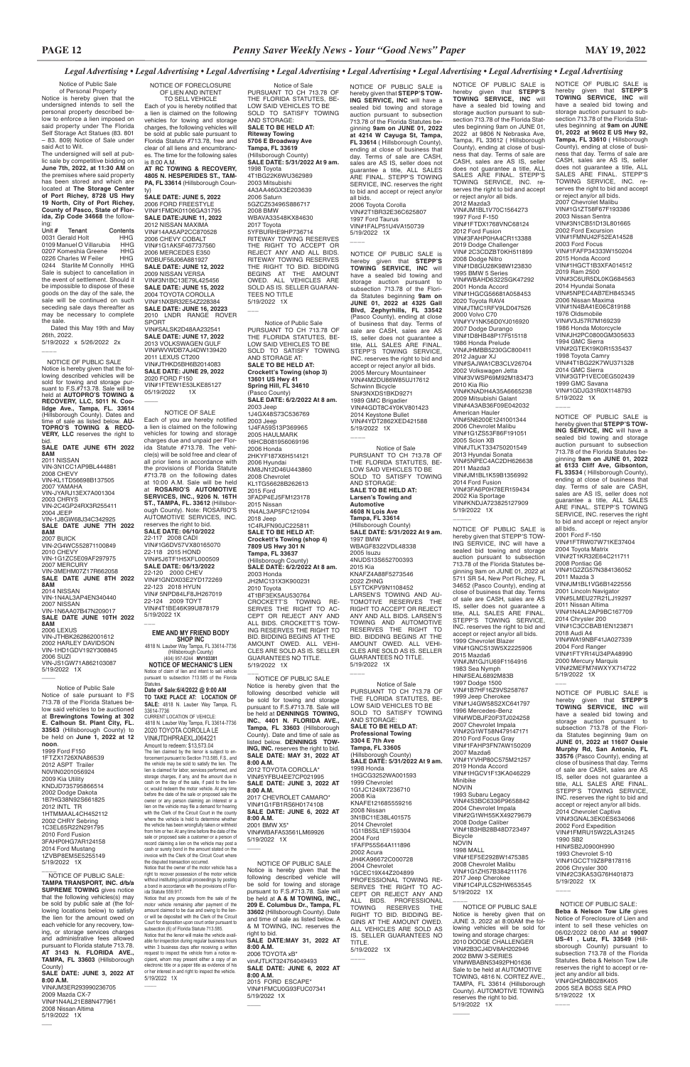*Legal Advertising • Legal Advertising • Legal Advertising • Legal Advertising • Legal Advertising • Legal Advertising • Legal Advertising • Legal Advertising*

Notice of Public Sale of Personal Property

Notice is hereby given that the undersigned intends to sell the personal property described below to enforce a lien imposed on said property under The Florida Self Storage Act Statues (83. 801 – 83. 809) Notice of Sale under said Act to Wit.

The undersigned will sell at public sale by competitive bidding on **June 7th, 2022, at 11:30 AM** on the premises where said property has been stored and which are located at **The Storage Center of Port Richey, 8728 US Hwy 19 North, City of Port Richey, County of Pasco, State of Florida, Zip Code 34668** the following:

| Unit # | Tenant | Contents |
|---|---|---|
| 0031 | Gerald Holt | HHG |
| 0109 | Manuel O Villarubia | HHG |
| 0207 | Komeshia Greene | HHG |
| 0226 | Charles W Feiler | HHG |
| 0244 | Starlite M Connolly | HHG |

Sale is subject to cancellation in the event of settlement. Should it be impossible to dispose of these goods on the day of the sale, the sale will be continued on such seceding sale days thereafter as may be necessary to complete the sale.

Dated this May 19th and May 26th, 2022.

5/19/2022 x 5/26/2022 2x

——

NOTICE OF PUBLIC SALE

Notice is hereby given that the following described vehicles will be sold for towing and storage pursuant to F.S.#713.78. Sale will be held at **AUTOPRO'S TOWING & RECOVERY, LLC, 5011 N. Coolidge Ave., Tampa, FL. 33614** (Hillsborough County). Dates and time of sale as listed below. **AUTOPRO'S TOWING & RECOVERY, LLC** reserves the right to bid.

**SALE DATE JUNE 6TH 2022 8AM**
2011 NISSAN
VIN-3N1CC1AP9BL444881
2008 CHEVY
VIN-KL1TD56698B137505
2007 YAMAHA
VIN-JYARJ13EX7A001304
2003 CHRYS
VIN-2C4GP24RX3R255411
2004 JEEP
VIN-1J8GW68J34C342925

**SALE DATE JUNE 7TH 2022 8AM**
2007 BUICK
VIN-2G4WC552871100849
2010 CHEVY
VIN-1G1ZC5E09AF297975
2007 MERCURY
VIN-3MEHM07Z17R662058

**SALE DATE JUNE 8TH 2022 8AM**
2014 NISSAN
VIN-1N4AL3AP4EN340440
2007 NISSAN
VIN-1N6AA07B47N209017

**SALE DATE JUNE 10TH 2022 8AM**
2006 LEXUS
VIN-JTHBK262862001612
2002 HARLEY DAVIDSON
VIN-1HD1GDV192Y308845
2006 SUZI
VIN-JS1GW71A862103087
5/19/2022 1X

——

Notice of Public Sale

Notice of public sale pursuant to FS 713.78 of the Florida Statutes below said vehicles to be auctioned at **Brewingtons Towing at 302 E. Calhoun St. Plant City, FL. 33563** (Hillsborough County) to be held on **June 1, 2022 at 12 noon**.

1999 Ford F150
1FTZX1726XNA86539
2012 ASPT Trailer
N0VIN0201056924
2009 Kia Utility
KNDJD735795866514
2002 Dodge Dakota
1B7HG38N925661825
2012 INTL TR
1HTMMAAL4CH452112
2002 CHRY Sebring
1C3EL65R22N291795
2010 Ford Fusion
3FAHP0HG7AR124158
2014 Ford Mustang
1ZVBP8EM5E5255149
5/19/2022 1X

——

NOTICE OF PUBLIC SALE:
**TAMPA TRANSPORT, INC. d/b/a SUPREME TOWING** gives notice that the following vehicles(s) may be sold by public sale at (the following locations below) to satisfy the lien for the amount owed on each vehicle for any recovery, towing, or storage services charges and administrative fees allowed pursuant to Florida statute 713.78. **AT 3143 N. FLORIDA AVE., TAMPA, FL 33603** (Hillsborough County)

**SALE DATE: JUNE 3, 2022 AT 8:00 A.M.**
VIN#JM3ER293990236705
2009 Mazda CX-7
VIN#1N4AL21E88N477961
2008 Nissan Altima
5/19/2022 1X

——

NOTICE OF FORECLOSURE OF LIEN AND INTENT TO SELL VEHICLE

Each of you is hereby notified that a lien is claimed on the following vehicles for towing and storage charges, the following vehicles will be sold at public sale pursuant to Florida Statute #713.78, free and clear of all liens and encumbrances. The time for the following sales is 8:00 A.M.

**AT RC TOWING & RECOVERY, 4805 N. HESPERIDES ST., TAMPA, FL 33614** (Hillsborough County)

**SALE DATE: JUNE 5, 2022**
2006 FORD FREESTYLE
VIN#1FMDK01106GA31795
**SALE DATE:JUNE 11, 2022**
2012 NISSAN MAXIMA
VIN#14AA5AP2CC870528
2006 CHEVY COBALT
VIN#1G1AK5F467737560
2006 MERCEDES E350
WDBUF56J06A881927
**SALE DATE: JUNE 12, 2022**
2009 NISSAN VERSA
VIN#3N1BC13E79L425456
**SALE DATE: JUNE 15, 2022**
2004 TOYOTA COROLLA
VIN#1NXBR32E54Z228384
**SALE DATE: JUNE 16, 20223**
2010 LNDR RANGE ROVER SPORT
VIN#SALSK2D48AA232541
**SALE DATE: JUNE 17, 2022**
2013 VOLKSWAGEN GULF
VIN#WVWDB7AJ4DW139420
2011 LEXUS CT200
VIN#JTHKD5BH6B2014083
**SALE DATE: JUNE 29, 2022**
2020 FORD F150
VIN#1FTEW1E53LKE85127
05/19/2022 1X

——

NOTICE OF SALE

Each of you are hereby notified a lien is claimed on the following vehicles for towing and storage charges due and unpaid per Florida Statute #713.78. The vehicle(s) will be sold free and clear of all prior liens in accordance with the provisions of Florida Statute #713.78 on the following dates at 10:00 A.M. Sale will be held at **ROSARIO'S AUTOMOTIVE SERVICES, INC., 9206 N. 16TH ST., TAMPA, FL. 33612** (Hillsborough County). Note: ROSARIO'S AUTOMOTIVE SERVICES, INC. reserves the right to bid.

**SALE DATE: 06/10/2022**
22-117 2008 CADI
VIN#1G6DV57VX80165070
22-118 2015 HOND
VIN#5J6TF1H5XFL000509
**SALE DATE: 06/13/2022**
22-120 2000 CHEV
VIN#1GNDX03E2YD172269
22-123 2018 HYUN
VIN# 5NPD84LF8JH267019
22-124 2009 TOYT
VIN#4T1BE46K99U878179
5/19/2022 1X

——

**EME AND MY FRIEND BODY SHOP INC**
4818 N. Lauber Way Tampa, FL 33614-7736
(Hillsborough County)
(404) 957-8244 **MV103381**

**NOTICE OF MECHANIC'S LIEN**

Notice of claim of lien and intent to sell vehicle pursuant to subsection 713.585 of the Florida Statutes.

**Date of Sale:6/4/2022 @ 9:00 AM**
**TO TAKE PLACE AT: LOCATION OF SALE**: 4818 N. Lauber Way Tampa, FL 33614-7736
CURRENT LOCATION OF VEHICLE:
4818 N. Lauber Way Tampa, FL 33614-7736
2020 TOYOTA COROLLA LE
VIN#JTDHPRAEXLJ064221
Amount to redeem: $13,573.04

The lien claimed by the lienor is subject to enforcement pursuant to Section 713.585, F.S., and the vehicle may be sold to satisfy the lien. The lien is claimed for labor, services performed, and storage charges, if any, and the amount due in cash on the day of the sale, if paid to the lienor, would redeem the motor vehicle. At any time before the date of the sale or proposed sale the owner or any person claiming an interest or a lien on the vehicle may file a demand for hearing with the Clerk of the Circuit Court in the county where the vehicle is held to determine whether the vehicle has been wrongfully taken or withheld from him or her. At any time before the date of the sale or proposed sale a customer or a person of record claiming a lien on the vehicle may post a cash or surety bond in the amount stated on the invoice with the Clerk of the Circuit Court where the disputed transaction occurred.

Notice that the owner of the motor vehicle has a right to recover possession of the motor vehicle without instituting judicial proceedings by posting a bond in accordance with the provisions of Florida Statute 559.917.

Notice that any proceeds from the sale of the motor vehicle remaining after payment of the amount claimed to be due and owing to the lienor will be deposited with the Clerk of the Circuit Court for disposition upon court order pursuant to subsection (6) of Florida Statute 713.585.

Notice that the lienor will make the vehicle available for inspection during regular business hours within 3 business days after receiving a written request to inspect the vehicle from a notice recipient, whom may present either a copy of an electronic title or a paper title as evidence of his or her interest in and right to inspect the vehicle.

5/19/2022 1X

——

Notice of Sale

PURSUANT TO CH 713.78 OF THE FLORIDA STATUTES, BELOW SAID VEHICLES TO BE SOLD TO SATISFY TOWING AND STORAGE:

**SALE TO BE HELD AT: Riteway Towing**
**5706 E Broadway Ave**
**Tampa, FL 33619**
(Hillsborough County)
**SALE DATE:5/31/2022 At 9 am.**
1998 Toyota
4T1BG22K6WU362989
2003 Mitsubishi
4A3AA46GX3E203639
2006 Saturn
5GZCZ53496S886717
2008 BMW
WBAVA33548KX84630
2017 Toyota
5YFBURHE9HP736714

RITEWAY TOWING RESERVES THE RIGHT TO ACCEPT OR REJECT ANY AND ALL BIDS. RITEWAY TOWING RESERVES THE RIGHT TO BID. BIDDING BEGINS AT THE AMOUNT OWED. ALL VEHICLES ARE SOLD AS IS. SELLER GUARANTEES NO TITLE

5/19/2022 1X

——

Notice of Public Sale

PURSUANT TO CH 713.78 OF THE FLORIDA STATUTES, BELOW SAID VEHICLES TO BE SOLD TO SATISFY TOWING AND STORAGE AT:

**SALE TO BE HELD AT: Crockett's Towing (shop 3)**
**13601 US Hwy 41**
**Spring Hill, FL 34610**
(Pasco County)
**SALE DATE: 6/2/2022 At 8 am.**
2003 Jeep
1J4GX48S73C536769
2003 Jeep
1J4FA59S13P369965
2005 HAULMARK
16HCB081956069196
2006 Honda
2HKYF18746514121
2006 Hyundai
KM8JN12D46U443860
2008 Chevrolet
KL1TG56628B262613
2015 Ford
3FADP4EJ5FM123178
2015 Nissan
1N4AL3AP5FC121094
2018 Jeep
1C4RJFN90JC225811

**SALE TO BE HELD AT: Crockett's Towing (shop 4)**
**7809 US Hwy 301 N**
**Tampa, FL 33637**
(Hillsborough County)
**SALE DATE: 6/2/2022 At 8 am.**
2003 Honda
JH2MC131X3K900231
2010 Toyota
4T1BF3EK5AU530764

CROCKETT'S TOWING RESERVES THE RIGHT TO ACCEPT OR REJECT ANY AND ALL BIDS. CROCKETT'S TOWING RESERVES THE RIGHT TO BID. BIDDING BEGINS AT THE AMOUNT OWED. ALL VEHICLES ARE SOLD AS IS. SELLER GUARANTEES NO TITLE.

5/19/2022 1X

——

NOTICE OF PUBLIC SALE

Notice is hereby given that the following described vehicle will be sold for towing and storage pursuant to F.S.#713.78. Sale will be held at **DENNINGS TOWING, 4401 N. FLORIDA AVE., Tampa, FL 33603** (Hillsborough County). Date and time of sale as listed below. **DENNINGS TOWING, INC.** reserves the right to bid.

**SALE DATE: MAY 31, 2022 AT 8:00 A.M.**
2012 TOYOTA COROLLA*
VIN#5YFBU4EE7CP021995
**SALE DATE: JUNE 3, 2022 AT 8:00 A.M.**
2017 CHEVROLET CAMARO*
VIN#1G1FB1RS6H0174108
**SALE DATE: JUNE 6, 2022 AT 8:00 A.M.**
2001 BMW X5*
VIN#WBAFA53561LM69926
5/19/2022 1X

——

NOTICE OF PUBLIC SALE

Notice is hereby given that the following described vehicle will be sold for towing and storage pursuant to F.S.#713.78. Sale will be held at **A & M TOWING, INC., 209 E. Columbus Dr., Tampa, FL 33602** (Hillsborough County). Date and time of sale as listed below. A & M TOWING, INC. reserves the right to bid.

**SALE DATE:MAY 31, 2022 AT 8:00 A.M.**
2006 TOYOTA xB*
vin#JTLKT324764049493
**SALE DATE: JUNE 6, 2022 AT 8:00 A.M.**
2015 FORD ESCAPE*
VIN#1FMCU0G93FUC07341
5/19/2022 1X

——

NOTICE OF PUBLIC SALE is hereby given that **STEPP'S TOWING SERVICE, INC** will have a sealed bid towing and storage auction pursuant to subsection 713.78 of the Florida Statutes beginning **9am on JUNE 01, 2022 at 4214 W Cayuga St, Tampa, FL 33614** ( Hillsborough County), ending at close of business that day. Terms of sale are CASH, sales are AS IS, seller does not guarantee a title, ALL SALES ARE FINAL. STEPP'S TOWING SERVICE, INC. reserves the right to bid and accept or reject any/or all bids.

2006 Toyota Corolla
VIN#2T1BR32E36C625807
1997 Ford Taurus
VIN#1FALP51U4VA150739
5/19/2022 1X

——

NOTICE OF PUBLIC SALE is hereby given that **STEPP'S TOWING SERVICE, INC** will have a sealed bid towing and storage auction pursuant to subsection 713.78 of the Florida Statutes beginning **9am on JUNE 01, 2022 at 4325 Gall Blvd, Zephyrhills, FL 33542** (Pasco County), ending at close of business that day. Terms of sale are CASH, sales are AS IS, seller does not guarantee a title, ALL SALES ARE FINAL. STEPP'S TOWING SERVICE, INC. reserves the right to bid and accept or reject any/or all bids.

2005 Mercury Mountaineer
VIN#4M2DU86W85UJ17612
Schwinn Bicycle
SN#3NXDS1BKD9271
1989 GMC Brigadier
VIN#4GDT6C4Y0KV801423
2014 Keystone Bullet
VIN#4YDT2862XED421588
5/19/2022 1X

——

Notice of Sale

PURSUANT TO CH 713.78 OF THE FLORIDA STATUTES, BELOW SAID VEHICLES TO BE SOLD TO SATISFY TOWING AND STORAGE:

**SALE TO BE HELD AT: Larsen's Towing and Automotive**
**4608 N Lois Ave**
**Tampa, FL 33614**
(Hillsborough County)
**SALE DATE: 5/31/2022 At 9 am.**
1997 BMW
WBAGF8322VDL48338
2005 Isuzu
4NUDS13S652700393
2015 Kia
KNAFZ4A88F5273546
2022 ZHNG
L5YTCKPV9N1108452

LARSEN'S TOWING AND AUTOMOTIVE RESERVES THE RIGHT TO ACCEPT OR REJECT ANY AND ALL BIDS. LARSEN'S TOWING AND AUTOMOTIVE RESERVES THE RIGHT TO BID. BIDDING BEGINS AT THE AMOUNT OWED. ALL VEHICLES ARE SOLD AS IS. SELLER GUARANTEES NO TITLE.

5/19/2022 1X

——

Notice of Sale

PURSUANT TO CH 713.78 OF THE FLORIDA STATUTES, BELOW SAID VEHICLES TO BE SOLD TO SATISFY TOWING AND STORAGE:

**SALE TO BE HELD AT: Professional Towing**
**3304 E 7th Ave**
**Tampa, FL 33605**
(Hillsborough County)
**SALE DATE: 5/31/2022 At 9 am.**
1998 Honda
1HGCG3252WA001593
1999 Chevrolet
1G1JC1249X7236710
2008 Kia
KNAFE121685559216
2008 Nissan
3N1BC11E38L401575
2014 Chevrolet
1G11B5SL1EF159304
2004 Ford
1FAFP55S64A111896
2002 Acura
JH4KA96672C000728
2004 Chevrolet
1GCEC19X44Z204899

PROFESSIONAL TOWING RESERVES THE RIGHT TO ACCEPT OR REJECT ANY AND ALL BIDS. PROFESSIONAL TOWING RESERVES THE RIGHT TO BID. BIDDING BEGINS AT THE AMOUNT OWED. ALL VEHICLES ARE SOLD AS IS. SELLER GUARANTEES NO TITLE.

5/19/2022 1X

——

NOTICE OF PUBLIC SALE is hereby given that **STEPP'S TOWING SERVICE, INC** will have a sealed bid towing and storage auction pursuant to subsection 713.78 of the Florida Statutes beginning 9am on JUNE 01, 2022 at 9806 N Nebraska Ave, Tampa, FL 33612 ( Hillsborough County), ending at close of business that day. Terms of sale are CASH, sales are AS IS, seller does not guarantee a title, ALL SALES ARE FINAL. STEPP'S TOWING SERVICE, INC. reserves the right to bid and accept or reject any/or all bids.

2012 Mazda3
VIN#JM1BL1V70C1564273
1997 Ford F-150
VIN#1FTDX1768VNC68124
2012 Ford Fusion
VIN#3FAHP0HA4CR113388
2019 Dodge Challenger
VIN# 2C3CDZBT0KH511899
2008 Dodge Nitro
VIN#1D8GU28K98W123830
1995 BMW 5 Series
VIN#WBAHD6322SGK47292
2001 Honda Accord
VIN#1HGCG56681A058453
2020 Toyota RAV4
VIN#JTMC1RFV9LD047526
2000 Volvo C70
VIN#YV1NK56D0YJ016920
2007 Dodge Durango
VIN#1D8HB48P17F515118
1986 Honda Prelude
VIN#JHMBB5230GC800411
2012 Jaguar XJ
VIN#SAJWA1CB3CLV26704
2002 Volkswagen Jetta
VIN#3VWSP69M92M183473
2010 Kia Rio
VIN#KNADH4A35A6665238
2009 Mitsubishi Galant
VIN#4A3AB36F09E042032
American Hauler
VIN#5N6200E1241001344
2006 Chevrolet Malibu
VIN#1G1ZS53F86F191051
2005 Scion XB
VIN#JTLKT334750201549
2013 Hyundai Sonata
VIN#5NPEC4AC2DH626638
2011 Mazda3
VIN#JM1BL1K59B1356992
2014 Ford Fusion
VIN#3FA6P0H78ER159434
2002 Kia Sportage
VIN#KNDJA723825127909
5/19/2022 1X

——

NOTICE OF PUBLIC SALE is hereby given that STEPP'S TOWING SERVICE, INC will have a sealed bid towing and storage auction pursuant to subsection 713.78 of the Florida Statutes beginning 9am on JUNE 01, 2022 at 5711 SR 54, New Port Richey, FL 34652 (Pasco County), ending at close of business that day. Terms of sale are CASH, sales are AS IS, seller does not guarantee a title, ALL SALES ARE FINAL. STEPP'S TOWING SERVICE, INC. reserves the right to bid and accept or reject any/or all bids.

1999 Chevrolet Blazer
VIN#1GNCS13W5X2225906
2015 Mazda6
VIN#JM1GJ1U69F1164916
1983 Sea Nymph
HIN#SEAL6892M83B
1997 Dodge 1500
VIN#1B7HF16Z9VS258767
1999 Jeep Cherokee
VIN#1J4GW58S2XC641797
1996 Mercedes-Benz
VIN#WDBJF20F3TJ024258
2007 Chevrolet Impala
VIN#2G1WT58N479147171
2010 Ford Focus Gray
VIN#1FAHP3FN7AW150209
2007 Mazda6
VIN#1YVHP80C575M21257
2019 Honda Accord
VIN#1HGCV1F13KA046229
Minibike
NOVIN
1993 Subaru Legacy
VIN#4S3BC6336P9658842
2004 Chevrolet Impala
VIN#2G1WH55KX49279679
2008 Dodge Caliber
VIN#1B3HB28B48D723497
Bicycle
NOVIN
1998 MALL
VIN#1EF5E2928W1475385
2008 Chevrolet Malibu
VIN#1G1ZH57B384211176
2017 Jeep Cherokee
VIN#1C4PJLCS2HW653545
5/19/2022 1X

——

NOTICE OF PUBLIC SALE

Notice is hereby given that on JUNE 3, 2022 at 8:00AM the following vehicles will be sold for towing and storage charges:

2010 DODGE CHALLENGER
VIN#2B3CJ4DV8AH202946
2002 BMW 3-SERIES
VIN#WBABN53492PH01636

Sale to be held at AUTOMOTIVE TOWING, 4816 N. CORTEZ AVE., TAMPA, FL 33614 (Hillsborough County). AUTOMOTIVE TOWING reserves the right to bid.

5/19/2022 1X

——

NOTICE OF PUBLIC SALE is hereby given that **STEPP'S TOWING SERVICE, INC** will have a sealed bid towing and storage auction pursuant to subsection 713.78 of the Florida Statutes beginning at **9am on JUNE 01, 2022 at 9602 E US Hwy 92, Tampa, FL 33610** ( Hillsborough County), ending at close of business that day. Terms of sale are CASH, sales are AS IS, seller does not guarantee a title, ALL SALES ARE FINAL. STEPP'S TOWING SERVICE, INC. reserves the right to bid and accept or reject any/or all bids.

2007 Chevrolet Malibu
VIN#1G1ZT58F67F193386
2003 Nissan Sentra
VIN#3N1CB51D13L801665
2002 Ford Excursion
VIN#1FMNU42F52EA14528
2003 Ford Focus
VIN#1FAFP34333W150204
2019 Ram 2500
VIN#3C6UR5DL0KG684563
2014 Hyundai Sonata
VIN#5NPEC4AB7EH845345
2006 Nissan Maxima
VIN#1N4BA41E06C819188
1976 Oldsmobile
VIN#3J57R7M169239
1986 Honda Motorcycle
VIN#JH2PC0800GM305633
1994 GMC Sierra
VIN#2GTEK19K0R1535437
1998 Toyota Camry
VIN#4T1BG22K7WU371328
2014 GMC Sierra
VIN#3GTP1VEC0EG502439
1999 GMC Savana
VIN#1GDJG31R0X1148793
5/19/2022 1X

——

NOTICE OF PUBLIC SALE is hereby given that **STEPP'S TOWING SERVICE, INC** will have a sealed bid towing and storage auction pursuant to subsection 713.78 of the Florida Statutes beginning **9am on JUNE 01, 2022 at 6133 Cliff Ave, Gibsonton, FL 33534** ( Hillsborough County), ending at close of business that day. Terms of sale are CASH, sales are AS IS, seller does not guarantee a title, ALL SALES ARE FINAL. STEPP'S TOWING SERVICE, INC. reserves the right to bid and accept or reject any/or all bids.

2001 Ford F-150
VIN#1FTRW07W71KE37404
2004 Toyota Matrix
VIN#2T1KR32E64C211711
2008 Pontiac G6
VIN#1G2ZG57N384136052
2011 Mazda 3
VIN#JM1BL1V6B1422556
2001 Lincoln Navigator
VIN#5LMEU27R21LJ19297
2011 Nissan Altima
VIN#1N4AL2AP9BC167709
2014 Chrysler 200
VIN#1C3CCBAB1EN123871
2018 Audi A4
VIN#WA19NBF41JA027339
2004 Ford Ranger
VIN#1FTYR14U34PA48990
2000 Mercury Marquis
VIN#2MEFM74WXYX714722
5/19/2022 1X

——

NOTICE OF PUBLIC SALE is hereby given that **STEPP'S TOWING SERVICE, INC** will have a sealed bid towing and storage auction pursuant to subsection 713.78 of the Florida Statutes beginning 9am on **JUNE 01, 2022 at 11607 Ossie Murphy Rd, San Antonio, FL 33576** (Pasco County), ending at close of business that day. Terms of sale are CASH, sales are AS IS, seller does not guarantee a title, ALL SALES ARE FINAL. STEPP'S TOWING SERVICE, INC. reserves the right to bid and accept or reject any/or all bids.

2014 Chevrolet Captiva
VIN#3GNAL3EK0ES634066
2002 Ford Expedition
VIN#1FMRU15W22LA31245
1990 SB2
HIN#SB2J0900H990
1993 Chevrolet S-10
VIN#1GCCT19Z8P8178116
2006 Chrysler 300
VIN#2C3KA53G76H401873
5/19/2022 1X

——

NOTICE OF PUBLIC SALE:
**Beba & Nelson Tow Life** gives Notice of Foreclosure of Lien and intent to sell these vehicles on 06/02/2022 08:00 AM at **19007 US-41 , Lutz, FL 33549** (Hillsborough County) pursuant to subsection 713.78 of the Florida Statutes. Beba & Nelson Tow Life reserves the right to accept or reject any and/or all bids.

VIN#GHQMB028K405
2005 SEA BOSS SEA PRO
5/19/2022 1X

——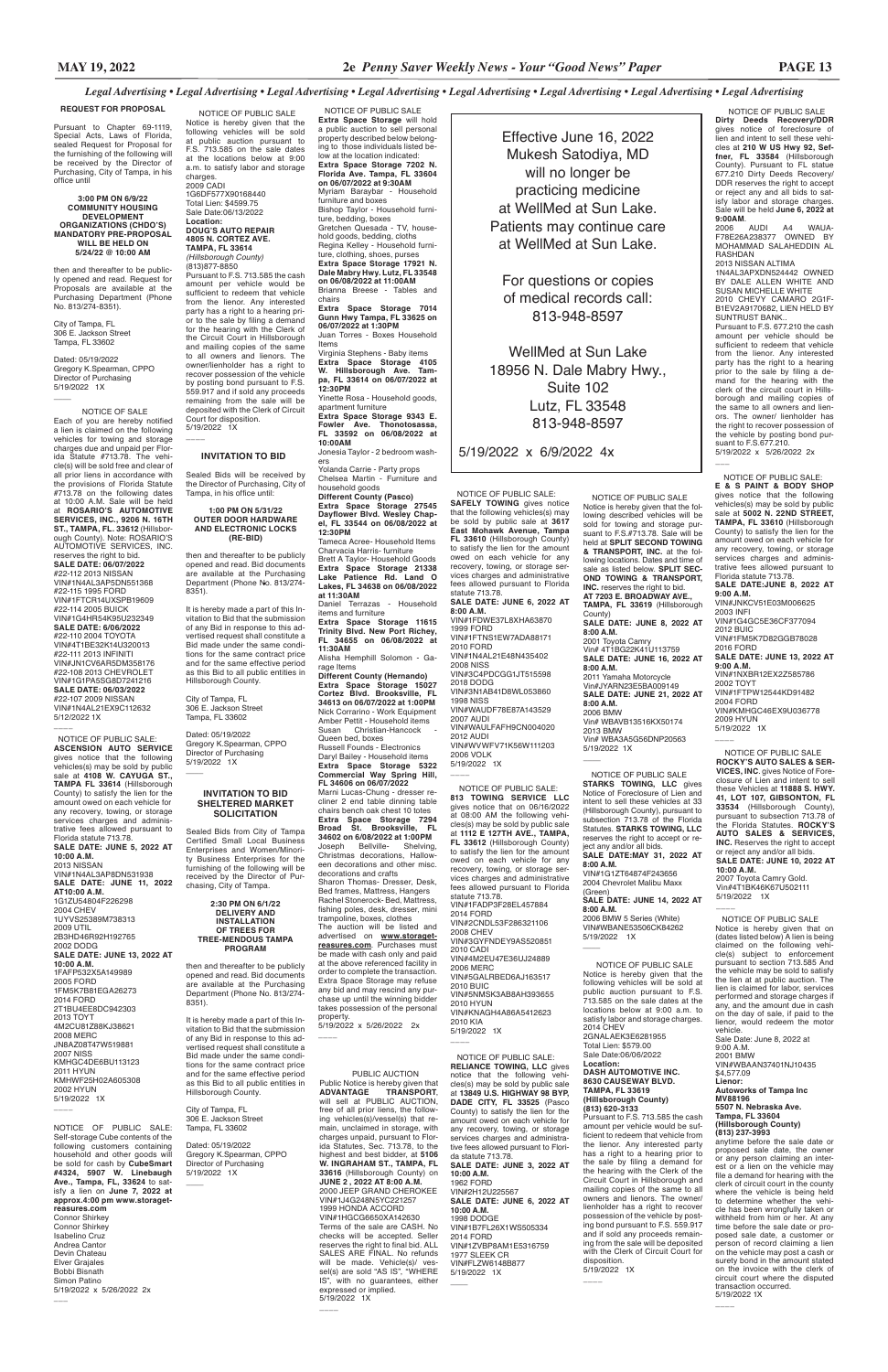*Legal Advertising • Legal Advertising • Legal Advertising • Legal Advertising • Legal Advertising • Legal Advertising • Legal Advertising • Legal Advertising*

**REQUEST FOR PROPOSAL**

Pursuant to Chapter 69-1119, Special Acts, Laws of Florida, sealed Request for Proposal for the furnishing of the following will be received by the Director of Purchasing, City of Tampa, in his office until

**3:00 PM ON 6/9/22**
**COMMUNITY HOUSING DEVELOPMENT ORGANIZATIONS (CHDO'S) MANDATORY PRE-PROPOSAL WILL BE HELD ON 5/24/22 @ 10:00 AM**

then and thereafter to be publicly opened and read. Request for Proposals are available at the Purchasing Department (Phone No. 813/274-8351).

City of Tampa, FL
306 E. Jackson Street
Tampa, FL 33602

Dated: 05/19/2022
Gregory K.Spearman, CPPO
Director of Purchasing
5/19/2022 1X

---

NOTICE OF SALE

Each of you are hereby notified a lien is claimed on the following vehicles for towing and storage charges due and unpaid per Florida Statute #713.78. The vehicle(s) will be sold free and clear of all prior liens in accordance with the provisions of Florida Statute #713.78 on the following dates at 10:00 A.M. Sale will be held at **ROSARIO'S AUTOMOTIVE SERVICES, INC., 9206 N. 16TH ST., TAMPA, FL. 33612** (Hillsborough County). Note: ROSARIO'S AUTOMOTIVE SERVICES, INC. reserves the right to bid.

**SALE DATE: 06/07/2022**
#22-112 2013 NISSAN
VIN#1N4AL3AP5DN551368
#22-115 1995 FORD
VIN#1FTCR14UXSPB19609
#22-114 2005 BUICK
VIN#1G4HR54K95U232349
**SALE DATE: 6/06/2022**
#22-110 2004 TOYOTA
VIN#4T1BE32K14U320013
#22-111 2013 INFINITI
VIN#JN1CV6AR5DM358176
#22-108 2013 CHEVROLET
VIN#1G1PA5SG8D7241216
**SALE DATE: 06/03/2022**
#22-107 2009 NISSAN
VIN#1N4AL21EX9C112632
5/12/2022 1X

---

NOTICE OF PUBLIC SALE: **ASCENSION AUTO SERVICE** gives notice that the following vehicles(s) may be sold by public sale at **4108 W. CAYUGA ST., TAMPA FL 33614** (Hillsborough County) to satisfy the lien for the amount owed on each vehicle for any recovery, towing, or storage services charges and administrative fees allowed pursuant to Florida statute 713.78.

**SALE DATE: JUNE 5, 2022 AT 10:00 A.M.**
2013 NISSAN
VIN#1N4AL3AP8DN531938
**SALE DATE: JUNE 11, 2022 AT10:00 A.M.**
1G1ZU54804F226298
2004 CHEV
1UYVS25389M738313
2009 UTIL
2B3HD46R92H192765
2002 DODG
**SALE DATE: JUNE 13, 2022 AT 10:00 A.M.**
1FAFP532X5A149989
2005 FORD
1FM5K7B81EGA26273
2014 FORD
2T1BU4EE8DC942303
2013 TOYT
4M2CU81Z88KJ38621
2008 MERC
JN8AZ08T47W519881
2007 NISS
KMHGC4DE6BU113123
2011 HYUN
KMHWF25H02A605308
2002 HYUN
5/19/2022 1X

---

NOTICE OF PUBLIC SALE: Self-storage Cube contents of the following customers containing household and other goods will be sold for cash by **CubeSmart #4324, 5907 W. Linebaugh Ave., Tampa, FL 33624** to satisfy a lien on **June 7, 2022 at approx.4:00 pm at www.storagetreasures.com**
Connor Shirkey
Connor Shirkey
Isabelino Cruz
Andrea Cantor
Devin Chateau
Elver Grajales
Bobbi Bisnath
Simon Patino
5/19/2022 x 5/26/2022 2x

---

NOTICE OF PUBLIC SALE

Notice is hereby given that the following vehicles will be sold at public auction pursuant to F.S. 713.585 on the sale dates at the locations below at 9:00 a.m. to satisfy labor and storage charges.

2009 CADI
1G6DF577X90168440
Total Lien: $4599.75
Sale Date:06/13/2022
**Location:**
**DOUG'S AUTO REPAIR**
**4805 N. CORTEZ AVE.**
**TAMPA, FL 33614**
*(Hillsborough County)*
(813)877-8850

Pursuant to F.S. 713.585 the cash amount per vehicle would be sufficient to redeem that vehicle from the lienor. Any interested party has a right to a hearing prior to the sale by filing a demand for the hearing with the Clerk of the Circuit Court in Hillsborough and mailing copies of the same to all owners and lienors. The owner/lienholder has a right to recover possession of the vehicle by posting bond pursuant to F.S. 559.917 and if sold any proceeds remaining from the sale will be deposited with the Clerk of Circuit Court for disposition.
5/19/2022 1X

---

**INVITATION TO BID**

Sealed Bids will be received by the Director of Purchasing, City of Tampa, in his office until:

**1:00 PM ON 5/31/22**
**OUTER DOOR HARDWARE AND ELECTRONIC LOCKS (RE-BID)**

then and thereafter to be publicly opened and read. Bid documents are available at the Purchasing Department (Phone No. 813/274-8351).

It is hereby made a part of this Invitation to Bid that the submission of any Bid in response to this advertised request shall constitute a Bid made under the same conditions for the same contract price and for the same effective period as this Bid to all public entities in Hillsborough County.

City of Tampa, FL
306 E. Jackson Street
Tampa, FL 33602

Dated: 05/19/2022
Gregory K.Spearman, CPPO
Director of Purchasing
5/19/2022 1X

---

**INVITATION TO BID SHELTERED MARKET SOLICITATION**

Sealed Bids from City of Tampa Certified Small Local Business Enterprises and Women/Minority Business Enterprises for the furnishing of the following will be received by the Director of Purchasing, City of Tampa.

**2:30 PM ON 6/1/22**
**DELIVERY AND INSTALLATION OF TREES FOR TREE-MENDOUS TAMPA PROGRAM**

then and thereafter to be publicly opened and read. Bid documents are available at the Purchasing Department (Phone No. 813/274-8351).

It is hereby made a part of this Invitation to Bid that the submission of any Bid in response to this advertised request shall constitute a Bid made under the same conditions for the same contract price and for the same effective period as this Bid to all public entities in Hillsborough County.

City of Tampa, FL
306 E. Jackson Street
Tampa, FL 33602

Dated: 05/19/2022
Gregory K.Spearman, CPPO
Director of Purchasing
5/19/2022 1X

---

NOTICE OF PUBLIC SALE

**Extra Space Storage** will hold a public auction to sell personal property described below belonging to those individuals listed below at the location indicated:

**Extra Space Storage 7202 N. Florida Ave. Tampa, FL 33604 on 06/07/2022 at 9:30AM**
Myriam Barayber - Household furniture and boxes
Bishop Taylor - Household furniture, bedding, boxes
Gretchen Quesada - TV, household goods, bedding, cloths
Regina Kelley - Household furniture, clothing, shoes, purses
**Extra Space Storage 17921 N. Dale Mabry Hwy. Lutz, FL 33548 on 06/08/2022 at 11:00AM**
Brianna Breese - Tables and chairs
**Extra Space Storage 7014 Gunn Hwy Tampa, FL 33625 on 06/07/2022 at 1:30PM**
Juan Torres - Boxes Household items
Virginia Stephens - Baby items
**Extra Space Storage 4105 W. Hillsborough Ave. Tampa, FL 33614 on 06/07/2022 at 12:30PM**
Yinette Rosa - Household goods, apartment furniture
**Extra Space Storage 9343 E. Fowler Ave. Thonotosassa, FL 33592 on 06/08/2022 at 10:00AM**
Jonesia Taylor - 2 bedroom washers
Yolanda Carrie - Party props
Chelsea Martin - Furniture and household goods
**Different County (Pasco)**
**Extra Space Storage 27545 Dayflower Blvd. Wesley Chapel, FL 33544 on 06/08/2022 at 12:30PM**
Tameca Acree- Household Items
Charvacia Harris- furniture
Brett A Taylor- Household Goods
**Extra Space Storage 21338 Lake Patience Rd. Land O Lakes, FL 34638 on 06/08/2022 at 11:30AM**
Daniel Terrazas - Household items and furniture
**Extra Space Storage 11615 Trinity Blvd. New Port Richey, FL 34655 on 06/08/2022 at 11:30AM**
Alisha Hemphill Solomon - Garage Items
**Different County (Hernando)**
**Extra Space Storage 15027 Cortez Blvd. Brooksville, FL 34613 on 06/07/2022 at 1:00PM**
Nick Corrarino - Work Equipment
Amber Pettit - Household items
Susan Christian-Hancock - Queen bed, boxes
Russell Founds - Electronics
Daryl Bailey - Household items
**Extra Space Storage 5322 Commercial Way Spring Hill, FL 34606 on 06/07/2022**
Marni Lucas-Chung - dresser recliner 2 end table dinning table chairs bench oak chest 10 totes
**Extra Space Storage 7294 Broad St. Brooksville, FL 34602 on 6/08/2022 at 1:00PM**
Joseph Bellville- Shelving, Christmas decorations, Halloween decorations and other misc. decorations and crafts
Sharon Thomas- Dresser, Desk, Bed frames, Mattress, Hangers
Rachel Stonerock- Bed, Mattress, fishing poles, desk, dresser, mini trampoline, boxes, clothes
The auction will be listed and advertised on **www.storagetreasures.com**. Purchases must be made with cash only and paid at the above referenced facility in order to complete the transaction. Extra Space Storage may refuse any bid and may rescind any purchase up until the winning bidder takes possession of the personal property.
5/19/2022 x 5/26/2022 2x

---

PUBLIC AUCTION

Public Notice is hereby given that **ADVANTAGE TRANSPORT**, will sell at PUBLIC AUCTION, free of all prior liens, the following vehicles(s)/vessel(s) that remain, unclaimed in storage, with charges unpaid, pursuant to Florida Statutes, Sec. 713.78, to the highest and best bidder, at **5106 W. INGRAHAM ST., TAMPA, FL 33616** (Hillsborough County) on **JUNE 2 , 2022 AT 8:00 A.M.**
2000 JEEP GRAND CHEROKEE
VIN#1J4G248N5YC221257
1999 HONDA ACCORD
VIN#1HGCG6650XA142630
Terms of the sale are CASH. No checks will be accepted. Seller reserves the right to final bid. ALL SALES ARE FINAL. No refunds will be made. Vehicle(s)/ vessel(s) are sold "AS IS", "WHERE IS", with no guarantees, either expressed or implied.
5/19/2022 1X

---

Effective June 16, 2022
Mukesh Satodiya, MD
will no longer be
practicing medicine
at WellMed at Sun Lake.
Patients may continue care
at WellMed at Sun Lake.

For questions or copies
of medical records call:
813-948-8597

WellMed at Sun Lake
18956 N. Dale Mabry Hwy.,
Suite 102
Lutz, FL 33548
813-948-8597

5/19/2022 x 6/9/2022 4x

---

NOTICE OF PUBLIC SALE: **SAFELY TOWING** gives notice that the following vehicles(s) may be sold by public sale at **3617 East Mohawk Avenue, Tampa FL 33610** (Hillsborough County) to satisfy the lien for the amount owed on each vehicle for any recovery, towing, or storage services charges and administrative fees allowed pursuant to Florida statute 713.78.

**SALE DATE: JUNE 6, 2022 AT 8:00 A.M.**
VIN#1FDWE37L8XHA63870
1999 FORD
VIN#1FTNS1EW7ADA88171
2010 FORD
VIN#1N4AL21E48N435402
2008 NISS
VIN#3C4PDCGG1JT515598
2018 DODG
VIN#3N1AB41D8WL053860
1998 NISS
VIN#WAUDF78E87A143529
2007 AUDI
VIN#WAULFAFH9CN004020
2012 AUDI
VIN#WVWFV71K56W111203
2006 VOLK
5/19/2022 1X

---

NOTICE OF PUBLIC SALE: **813 TOWING SERVICE LLC** gives notice that on 06/16/2022 at 08:00 AM the following vehicles(s) may be sold by public sale at **1112 E 127TH AVE., TAMPA, FL 33612** (Hillsborough County) to satisfy the lien for the amount owed on each vehicle for any recovery, towing, or storage services charges and administrative fees allowed pursuant to Florida statute 713.78.
VIN#1FADP3F28EL457884
2014 FORD
VIN#2CNDL53F286321106
2008 CHEV
VIN#3GYFNDEY9AS520851
2010 CADI
VIN#4M2EU47E36UJ24889
2006 MERC
VIN#5GALRBED6AJ163517
2010 BUIC
VIN#5NMSK3AB8AH393655
2010 HYUN
VIN#KNAGH4A86A5412623
2010 KIA
5/19/2022 1X

---

NOTICE OF PUBLIC SALE: **RELIANCE TOWING, LLC** gives notice that the following vehicles(s) may be sold by public sale at **13849 U.S. HIGHWAY 98 BYP, DADE CITY, FL 33525** (Pasco County) to satisfy the lien for the amount owed on each vehicle for any recovery, towing, or storage services charges and administrative fees allowed pursuant to Florida statute 713.78.

**SALE DATE: JUNE 3, 2022 AT 10:00 A.M.**
1962 FORD
VIN#2H12U225567
**SALE DATE: JUNE 6, 2022 AT 10:00 A.M.**
1998 DODGE
VIN#1B7FL26X1WS505334
2014 FORD
VIN#1ZVBP8AM1E5316759
1977 SLEEK CR
VIN#FLZW6148B877
5/19/2022 1X

---

NOTICE OF PUBLIC SALE

Notice is hereby given that the following described vehicle(s) will be sold for towing and storage pursuant to F.S.#713.78. Sale will be held at **SPLIT SECOND TOWING & TRANSPORT, INC.** at the following locations. Dates and time of sale as listed below. **SPLIT SECOND TOWING & TRANSPORT, INC.** reserves the right to bid.

**AT 7203 E. BROADWAY AVE., TAMPA, FL 33619** (Hillsborough County)
**SALE DATE: JUNE 8, 2022 AT 8:00 A.M.**
2001 Toyota Camry
Vin# 4T1BG22K41U113759
**SALE DATE: JUNE 16, 2022 AT 8:00 A.M.**
2011 Yamaha Motorcycle
Vin#JYARN23E5BA009149
**SALE DATE: JUNE 21, 2022 AT 8:00 A.M.**
2006 BMW
Vin# WBAVB13516KX50174
2013 BMW
Vin# WBA3A5G56DNP20563
5/19/2022 1X

---

NOTICE OF PUBLIC SALE

**STARKS TOWING, LLC** gives Notice of Foreclosure of Lien and intent to sell these vehicles at 33 (Hillsborough County), pursuant to subsection 713.78 of the Florida Statutes. **STARKS TOWING, LLC** reserves the right to accept or reject any and/or all bids.

**SALE DATE:MAY 31, 2022 AT 8:00 A.M.**
VIN#1G1ZT64874F243656
2004 Chevrolet Malibu Maxx (Green)
**SALE DATE: JUNE 14, 2022 AT 8:00 A.M.**
2006 BMW 5 Series (White)
VIN#WBANE53506CK84262
5/19/2022 1X

---

NOTICE OF PUBLIC SALE

Notice is hereby given that the following vehicles will be sold at public auction pursuant to F.S. 713.585 on the sale dates at the locations below at 9:00 a.m. to satisfy labor and storage charges.

2014 CHEV
2GNALAEK3E6281955
Total Lien: $579.00
Sale Date:06/06/2022
**Location:**
**DASH AUTOMOTIVE INC.**
**8630 CAUSEWAY BLVD.**
**TAMPA, FL 33619**
**(Hillsborough County)**
**(813) 620-3133**

Pursuant to F.S. 713.585 the cash amount per vehicle would be sufficient to redeem that vehicle from the lienor. Any interested party has a right to a hearing prior to the sale by filing a demand for the hearing with the Clerk of the Circuit Court in Hillsborough and mailing copies of the same to all owners and lienors. The owner/lienholder has a right to recover possession of the vehicle by posting bond pursuant to F.S. 559.917 and if sold any proceeds remaining from the sale will be deposited with the Clerk of Circuit Court for disposition.
5/19/2022 1X

---

NOTICE OF PUBLIC SALE

**Dirty Deeds Recovery/DDR** gives notice of foreclosure of lien and intent to sell these vehicles at **210 W US Hwy 92, Seffner, FL 33584** (Hillsborough County). Pursuant to FL statue 677.210 Dirty Deeds Recovery/DDR reserves the right to accept or reject any and all bids to satisfy labor and storage charges. Sale will be held **June 6, 2022 at 9:00AM**.

2006 AUDI A4 WAUAF78E26A238377 OWNED BY MOHAMMAD SALAHEDDIN AL RASHDAN
2013 NISSAN ALTIMA 1N4AL3APXDN524442 OWNED BY DALE ALLEN WHITE AND SUSAN MICHELLE WHITE
2010 CHEVY CAMARO 2G1FB1EV2A9170682, LIEN HELD BY SUNTRUST BANK.

Pursuant to F.S. 677.210 the cash amount per vehicle should be sufficient to redeem that vehicle from the lienor. Any interested party has the right to a hearing prior to the sale by filing a demand for the hearing with the clerk of the circuit court in Hillsborough and mailing copies of the same to all owners and lienors. The owner/ lienholder has the right to recover possession of the vehicle by posting bond pursuant to F.S.677.210.
5/19/2022 x 5/26/2022 2x

---

NOTICE OF PUBLIC SALE: **E & S PAINT & BODY SHOP** gives notice that the following vehicles(s) may be sold by public sale at **5002 N. 22ND STREET, TAMPA, FL 33610** (Hillsborough County) to satisfy the lien for the amount owed on each vehicle for any recovery, towing, or storage services charges and administrative fees allowed pursuant to Florida statute 713.78.

**SALE DATE:JUNE 8, 2022 AT 9:00 A.M.**
VIN#JNKCV51E03M006625
2003 INFI
VIN#1G4GC5E36CF377094
2012 BUIC
VIN#1FM5K7D82GGB78028
2016 FORD
**SALE DATE: JUNE 13, 2022 AT 9:00 A.M.**
VIN#1NXBR12EX2Z585786
2002 TOYT
VIN#1FTPW12544KD91482
2004 FORD
VIN#KMHGC46EX9U036778
2009 HYUN
5/19/2022 1X

---

NOTICE OF PUBLIC SALE

**ROCKY'S AUTO SALES & SERVICES, INC.** gives Notice of Foreclosure of Lien and intent to sell these Vehicles at **11888 S. HWY. 41, LOT 107, GIBSONTON, FL 33534** (Hillsborough County), pursuant to subsection 713.78 of the Florida Statutes. **ROCKY'S AUTO SALES & SERVICES, INC.** Reserves the right to accept or reject any and/or all bids.

**SALE DATE: JUNE 10, 2022 AT 10:00 A.M.**
2007 Toyota Camry Gold.
Vin#4T1BK46K67U502111
5/19/2022 1X

---

NOTICE OF PUBLIC SALE

Notice is hereby given that on (dates listed below) A lien is being claimed on the following vehicle(s) subject to enforcement pursuant to section 713.585 And the vehicle may be sold to satisfy the lien at at public auction. The lien is claimed for labor, services performed and storage charges if any, and the amount due in cash on the day of sale, if paid to the lienor, would redeem the motor vehicle.

Sale Date: June 8, 2022 at 9:00 A.M.
2001 BMW
VIN#WBAAN37401NJ10435
$4,577.09
**Lienor:**
**Autoworks of Tampa Inc MV88196**
**5507 N. Nebraska Ave.**
**Tampa, FL 33604**
**(Hillsborough County)**
**(813) 237-3993**

anytime before the sale date or proposed sale date, the owner or any person claiming an interest or a lien on the vehicle may file a demand for hearing with the clerk of circuit court in the county where the vehicle is being held to determine whether the vehicle has been wrongfully taken or withheld from him or her. At any time before the sale date or proposed sale date, a customer or person of record claiming a lien on the vehicle may post a cash or surety bond in the amount stated on the invoice with the clerk of circuit court where the disputed transaction occurred.
5/19/2022 1X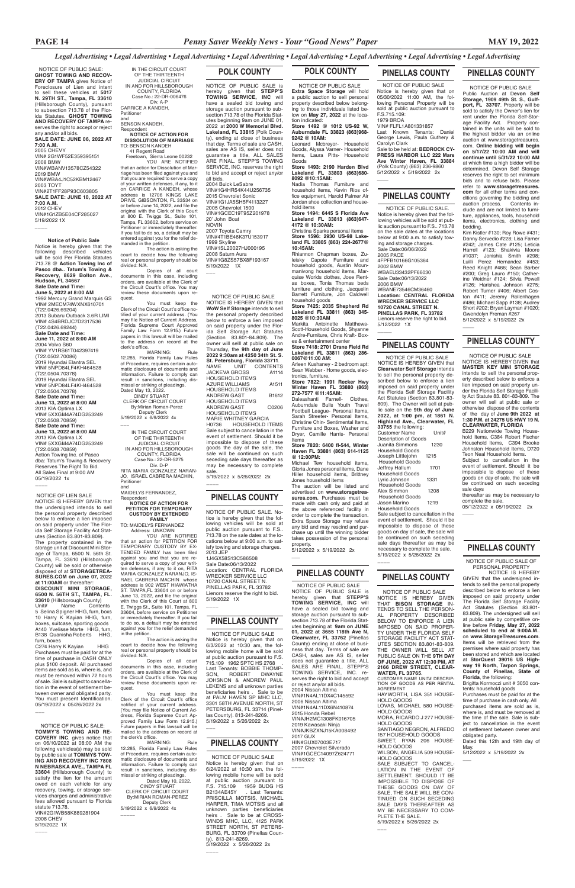*Legal Advertising • Legal Advertising • Legal Advertising • Legal Advertising • Legal Advertising • Legal Advertising • Legal Advertising • Legal Advertising*

NOTICE OF PUBLIC SALE:
**GHOST TOWING AND RECOVERY OF TAMPA** gives Notice of Foreclosure of Lien and intent to sell these vehicles at **5017 N. 29TH ST., Tampa, FL 33610** (Hillsborough County), pursuant to subsection 713.78 of the Florida Statutes. **GHOST TOWING AND RECOVERY OF TAMPA** reserves the right to accept or reject any and/or all bids.
**SALE DATE: JUNE 06, 2022 AT 7:00 A.M.**
2005 CHEVY
VIN# 2G1WF52E359395151
2008 BMW
VIN#WBANV13578CZ54322
2019 BMW
VIN#WBA4J1C52KBM12467
2003 TOYT
VIN#2T1FF28P93C603805
**SALE DATE: JUNE 10, 2022 AT 7:00 A.M.**
2012 CHEV
VIN#1G1ZB5E04CF285027
5/19/2022 1X

**Notice of Public Sale**
Notice is hereby given that the following described vehicles will be sold Per Florida Statutes 713.78 @ **Action Towing Inc of Pasco dba.. Tatum's Towing & Recovery, 8629 Bolton Ave., Hudson, FL 34667**
**Sale Date and Time:**
**June 5, 2022 at 8:00 AM**
1992 Mercury Grand Marquis GS
VIN# 2MECM74WXNX610701
(T22.0426.69204)
2013 Subaru Outback 3.6R LIMI
VIN# 4S4BRDJC7D2317536
(T22.0426.69244)
**Sale Date and Time:**
**June 11, 2022 at 8:00 AM**
2004 Volvo S60
VIN# YV1RS61T042397419
(T22.0502.70086)
2019 Hyundai Elantra SEL
VIN# 5NPD84LF4KH464528
(T22.0504.70378)
2019 Hyundai Elantra SEL
VIN# 5NPD84LF4KH464528
(T22.0504.70378)
**Sale Date and Time:**
**June 13, 2022 at 8:00 AM**
2013 KIA Optima LX
VIN# 5XXGM4A74DG253249
(T22.0508.70859)
**Sale Date and Time:**
**June 13, 2022 at 8:00 AM**
2013 KIA Optima LX
VIN# 5XXGM4A74DG253249
(T22.0508.70859)
Action Towing Inc. of Pasco dba: Tatum's Towing & Recovery Reserves The Right To Bid.
All Sales Final at 9:00 AM
05/19/2022 1x

NOTICE OF LIEN SALE
NOTICE IS HEREBY GIVEN that the undersigned intends to sell the personal property described below to enforce a lien imposed on said property under The Florida Self Storage Facility Act Statutes (Section 83.801-83.809).
The property contained in the storage unit at Discount Mini Storage of Tampa, 6500 N. 56th St. Tampa, FL 33610 (Hillsborough County) will be sold or otherwise disposed of at **STORAGETREASURES.COM on June 07, 2022 at 11:00AM** or thereafter:
**DISCOUNT MINI STORAGE, 6500 N. 56TH ST., TAMPA, FL. 33610** (Hillsborough County)
Unit# Name Contents
5 Selina Spigner HHG, furn, boxs
10 Harry K Kayian HHG, furn, boxes, suitcase, sporting goods
A140 Yvelisse Marte HHG, furn,
B138 Quanisha Roberts HHG, furn, boxes
C274 Harry K Kayian HHG
Purchases must be paid for at the time of purchase in CASH ONLY plus $100 deposit. All purchased items are sold as is, where is, and must be removed within 72 hours of sale. Sale is subject to cancellation in the event of settlement between owner and obligated party. You must present Identification.
05/19/2022 x 05/26/2022 2x

NOTICE OF PUBLIC SALE:
**TOMMY'S TOWING AND RECOVERY INC.** gives notice that on 06/10/2022 at 08:00 AM the following vehicles(s) may be sold by public sale at **TOMMYS TOWING AND RECOVERY INC 7808 N NEBRASKA AVE., TAMPA FL 33604** (Hillsborough County) to satisfy the lien for the amount owed on each vehicle for any recovery, towing, or storage services charges and administrative fees allowed pursuant to Florida statute 713.78.
VIN#2G1WB58K889281904
2008 CHEV
5/19/2022 1X

IN THE CIRCUIT COURT OF THE THIRTEENTH JUDICIAL CIRCUIT IN AND FOR HILLSBOROUGH COUNTY, FLORIDA
Case No.: 22-DR-006476
Div. A-P
CARRICE A KANDEH,
Petitioner
and
BENSON KANDEH,
Respondent
**NOTICE OF ACTION FOR DISSOLUTION OF MARRIAGE**
TO: BENSON KANDEH
41 Regent Road
Freetown, Sierra Leone 00232
YOU ARE NOTIFIED that an action for Dissolution of Marriage has been filed against you and that you are required to serve a copy of your written defenses, if any, to it on CARRICE A KANDEH, whose address is 12706 KINGS LAKE DRIVE, GIBSONTON, FL 33534 on or before June 14, 2022, and file the original with the Clerk of this Court at 800 E. Twiggs St., Suite 101, Tampa, FL 33602, before service on Petitioner or immediately thereafter. If you fail to do so, a default may be entered against you for the relief demanded in the petition.
The action is asking the court to decide how the following real or personal property should be divided: N/A.
Copies of all court documents in this case, including orders, are available at the Clerk of the Circuit Court's office. You may review these documents upon request.
You must keep the Clerk of the Circuit Court's office notified of your current address. (You may file Notice of Current Address, Florida Supreme Court Approved Family Law Form 12.915.) Future papers in this lawsuit will be mailed to the address on record at the clerk's office.
WARNING: Rule 12.285, Florida Family Law Rules of Procedure, requires certain automatic disclosure of documents and information. Failure to comply can result in sanctions, including dismissal or striking of pleadings.
Dated May 13, 2022.
CINDY STUART
CLERK OF CIRCUIT COURT
By:Miriam Roman-Perez
Deputy Clerk
5/19/2022 x 6/9/2022 4x

IN THE CIRCUIT COURT OF THE THIRTEENTH JUDICIAL CIRCUIT IN AND FOR HILLSBOROUGH COUNTY, FLORIDA
Case No.: 22-DR-5275
Div. D-P
RITA MARIA GONZALEZ NARANJO, ISRAEL CABRERA MACHIN,
Petitioner
and
MAIDELYS FERNANDEZ,
Respondent
**NOTICE OF ACTION FOR PETITION FOR TEMPORARY CUSTODY BY EXTENDED FAMILY**
TO: MAIDELYS FERNANDEZ
Address: UNKOWN
YOU ARE NOTIFIED that an action for PETITION FOR TEMPORARY CUSTODY BY EXTENDED FAMILY has been filed against you and that you are required to serve a copy of your written defenses, if any, to it on, RITA MARIA GONZALEZ NARANJO, ISRAEL CABRERA MACHIN whose address is 902 WEST HIAWIATHA ST. TAMPA,FL 33604 on or before June 13, 2022, and file the original with the Clerk of this Court at 800 E. Twiggs St., Suite 101, Tampa, FL 33604, before service on Petitioner or immediately thereafter. If you fail to do so, a default may be entered against you for the relief demanded in the petition.
The action is asking the court to decide how the following real or personal property should be divided: N/A.
Copies of all court documents in this case, including orders, are available at the Clerk of the Circuit Court's office. You may review these documents upon request.
You must keep the Clerk of the Circuit Court's office notified of your current address. (You may file Notice of Current Address, Florida Supreme Court Approved Family Law Form 12.915.) Future papers in this lawsuit will be mailed to the address on record at the clerk's office.
WARNING: Rule 12.285, Florida Family Law Rules of Procedure, requires certain automatic disclosure of documents and information. Failure to comply can result in sanctions, including dismissal or striking of pleadings.
Dated May 10, 2022.
CINDY STUART
CLERK OF CIRCUIT COURT
By:MIRIAN ROMAN-PEREZ
Deputy Clerk
5/19/2022 x 6/9/2022 4x

## POLK COUNTY

NOTICE OF PUBLIC SALE is hereby given that **STEPP'S TOWING SERVICE, INC** will have a sealed bid towing and storage auction pursuant to subsection 713.78 of the Florida Statutes beginning 9am on JUNE 01, 2022 at **2000 W Memorial Blvd. Lakeland, FL 33815** (Polk County), ending at close of business that day. Terms of sale are CASH, sales are AS IS, seller does not guarantee a title, ALL SALES ARE FINAL. STEPP'S TOWING SERVICE, INC. reserves the right to bid and accept or reject any/or all bids.
2004 Buick LeSabre
VIN#1G4HR54K44U256735
2015 Chevrolet Sonic
VIN#1G1JA5SH5F4113227
2005 Chevrolet 1500
VIN#1GCEC19T95Z201978
20' John Boat
NOVIN
2007 Toyota Camry
VIN#4T1BE46K37U153917
1999 Skyline
VIN#1SL20027HJ000195
2008 Saturn Aura
VIN#1G8ZS57BX8F193167
5/19/2022 1X

NOTICE OF PUBLIC SALE
NOTICE IS HEREBY GIVEN that **WoW Self Storage** intends to sell the personal property described below to enforce a lien imposed on said property under the Florida Self Storage Act Statutes (Section 83.801-83.809). The owner will sell at public sale on Thursday, the **9th day of June 2022 9:30am at 4250 34th St. S. St. Petersburg, Florida 33711**.

| NAME | UNIT | CONTENTS |
|---|---|---|
| JACKEVA GROSS | A1114 | HOUSEHOLD ITEMS |
| AZURE WILLIAMS | A1511 | HOUSEHOLD ITEMS |
| ANDREW GAST | B1612 | HOUSEHOLD ITEMS |
| ANDREW GAST | C0206 | HOUSEHOLD ITEMS |
| MARIE WHITNEY GARCIA | H0736 | HOUSEHOLD ITEMS |

Sale subject to cancellation in the event of settlement. Should it be impossible to dispose of these goods the day of the sale, the sale will be continued on such seceding sale days thereafter as may be necessary to complete sale.
5/19/2022 x 5/26/2022 2x

## PINELLAS COUNTY

NOTICE OF PUBLIC SALE. Notice is hereby given that the following vehicles will be sold at public auction pursuant to F.S., 713.78 on the sale dates at the locations below at 9:00 a.m. to satisfy towing and storage charges.
2013 JEP
1J4GX58S13C586508
Sale Date:06/13/2022
Location: CENTRAL FLORIDA WRECKER SERVICE LLC
10720 CANAL STREET N.
PINELLAS PARK, FL 33782
Lienors reserve the right to bid.
5/19/2022 1X

## PINELLAS COUNTY

NOTICE OF PUBLIC SALE
Notice is hereby given that on 6/3/2022 at 10:30 am, the following mobile home will be sold at public auction pursuant to F.S. 715.109 1962 SPTC HS 2768
Last Tenants: BOBBIE THOMPSON, ROBERT DWAYNE JOHSNON & ANDREW PAUL LEKENS and all unknown parties beneficiaries heirs . Sale to be at PALM HAVEN SP MHC LLC, 3301 58TH AVENUE NORTH, ST PETERSBURG, FL 33714 (Pinellas County). 813-241-8269.
5/19/2022 x 5/26/2022 2x

## PINELLAS COUNTY

NOTICE OF PUBLIC SALE
Notice is hereby given that on 6/24/2022 at 10:30 am, the following mobile home will be sold at public auction pursuant to F.S. 715.109 1959 BUDG HS B2134AE45Y . Last Tenants: PRISCILLA MOTSIS, MICHAEL HARPER, TIMA MOTSIS and all unknown parties beneficiaries heirs . Sale to be at CROSSWINDS MHC, LLC, 4125 PARK STREET NORTH, ST PETERSBURG, FL 33709 (Pinellas County). 813-241-8269.
5/19/2022 x 5/26/2022 2x

## POLK COUNTY

NOTICE OF PUBLIC SALE
**Extra Space Storage** will hold a public auction to sell personal property described below belonging to those individuals listed below on **May 27, 2022** at the location indicated:
**Store 1492 @ 1012 US-92 W, Auburndale FL 33823 (863)968-9242 @ 10AM:**
Leonard Mcbreyor- Household Goods, Alyssa Varner- Household Items, Laura Pitts- Household Goods
**Store 1493: 2190 Harden Blvd Lakeland FL 33803 (863)680-8092 @10:15AM:**
Nadia Thomas Furniture and household items, Kevin Rios office equipment, Harold Palmer Air Jordan shoe collection and household items
**Store 1494: 6445 S Florida Ave Lakeland FL 33813 (863)647-4172 @ 10:30AM:**
Christina Sparks personal items
**Store 1596: 2930 US-98 Lakeland FL 33805 (863) 224-2677@ 10:45AM:**
Rhiannon Chapman boxes, Zuleisky Capote Furniture and household goods, Austin Mounmanivong household items, Marquise Worlds clothes, Jose Rentas boxes, Tonia Thomas beds furniture and clothing, Jacquelin Barrett Furniture, Jon Caldwell household goods
**Store 7425: 2035 Shepherd Rd Lakeland FL 33811 (863) 345-8025 @10:30AM**
Markita Antoinette Matthews-Scott-Household Goods, Shyanne Andre-Furniture, Chris Kraft- Boxes & entertainment center
**Store 7418: 2701 Drane Field Rd Lakeland FL 33811 (863) 286-0067@11:00 AM:**
Aireen Kushaney - 2 bedroom apt: Sean Webber - Home goods, electronics, furniture.
**Store 7822: 1991 Recker Hwy Winter Haven FL 33880 (863) 272-7577 @11:45AM:**
Daleashanti Farrell- Clothes, Auburndale Bulls Youth Travel Football League- Personal Items, Sarah Streeter- Personal Items, Christine Chin- Sentimental Items, Furniture and Boxes, Washer and Dryer, Camille Harris- Personal Items
**Store 7820: 6400 fl-544, Winter Haven FL 33881 (863) 614-1125 @ 12:00PM:**
Michael Tew household items, Gloria Jones personal items, Dane Hiller household items, Brittney Jones household items
The auction will be listed and advertised on **www.storagetreasures.com**. Purchases must be made with cash only and paid at the above referenced facility in order to complete the transaction. Extra Space Storage may refuse any bid and may rescind any purchase up until the winning bidder takes possession of the personal property.
5/12/2022 x 5/19/2022 2x

## PINELLAS COUNTY

NOTICE OF PUBLIC SALE
NOTICE OF PUBLIC SALE is hereby given that **STEPP'S TOWING SERVICE, INC** will have a sealed bid towing and storage auction pursuant to subsection 713.78 of the Florida Statutes beginning at **9am on JUNE 01, 2022 at 3655 118th Ave N, Clearwater, FL 33762** (Pinellas County) ending at close of business that day. Terms of sale are CASH, sales are AS IS, seller does not guarantee a title, ALL SALES ARE FINAL. STEPP'S TOWING SERVICE, INC. reserves the right to bid and accept or reject any/or all bids.
2004 Nissan Altima
VIN#1N4AL11D04C145592
2006 Nissan Altima
VIN#1N4AL11DX6N410874
2015 Honda Rebel
VIN#JH2MC1308FK016705
2019 Kawasaki Ninja
VIN#JKBZXNJ15KA008492
2017 GUX
HIN#GUX07003E717
2007 Chevrolet Silverado
VIN#1GCEC14097Z624771
5/19/2022 1X

## PINELLAS COUNTY

NOTICE OF PUBLIC SALE
Notice is hereby given that on 05/30/2022 11:00 AM, the following Personal Property will be sold at public auction pursuant to F.S.715.109:
1979 BROA
VIN# FLFL1A801331857
Last Known Tenants: Daniel George Lewis, Paula Guthery & Carolyn Clark
Sale to be held at: **BEDROCK CYPRESS HARBOR LLC 222 Mars Ave Winter Haven, FL 33884** (Polk County) (863) 236-9860
5/12/2022 x 5/19/2022 2x

## PINELLAS COUNTY

NOTICE OF PUBLIC SALE. Notice is hereby given that the following vehicles will be sold at public auction pursuant to F.S.. 713.78 on the sale dates at the locations below at 9:00 a.m. to satisfy towing and storage charges.
Sale Date:06/06/2022
2005 PACE
4FPFB10166G105364
2002 BMW
WBAEU33432PF66030
Sale Date:06/13/2022
2006 BMW
WBANE73546CM36460
**Location: CENTRAL FLORIDA WRECKER SERVICE LLC 10720 CANAL STREET N. PINELLAS PARK, FL 33782**
Lienors reserve the right to bid.
5/12/2022 1X

## PINELLAS COUNTY

NOTICE OF PUBLIC SALE
NOTICE IS HEREBY GIVEN THAT **Clearwater Self Storage** intends to sell the personal property described below to enforce a lien imposed on said property under the Florida Self Storage Facility Act Statutes (Section 83.801-83-809). The Owner will sell at public sale on the **9th day of June 2022, at 1:00 pm, at 1861 N. Highland Ave., Clearwater, FL 33755** the following:

| Customer Name | Unit# |
|---|---|
| Description of Goods | |
| Juanita Simmons | 1230 |
| Household Goods | |
| Joseph Littlejohn | 1215 |
| Household Goods | |
| Jeffrey Hallum | 1701 |
| Household Goods | |
| Lyric Johnson | 1331 |
| Household Goods | |
| Alex Simmon | 1208 |
| Household Goods | |
| Jason Marino | 1219 |
| Household Goods | |

Sale subject to cancellation in the event of settlement. Should it be impossible to dispose of these goods on day of sale, the sale will be continued on such seceding sale days thereafter as may be necessary to complete the sale.
5/19/2022 x 5/26/2022 2x

## PINELLAS COUNTY

NOTICE OF PUBLIC SALE
NOTICE IS HEREBY GIVEN THAT **BISON STORAGE** INTENDS TO SELL THE PERSONAL PROPERTY DESCRIBED BELOW TO ENFORCE A LIEN IMPOSED ON SAID PROPERTY UNDER THE FLORIDA SELF STORAGE FACILITY ACT STATUTES SECTION 83.801-83-809. THE OWNER WILL SELL AT PUBLIC SALE ON THE **9TH DAY OF JUNE, 2022 AT 12:30 PM, AT 2166 DREW STREET, CLEARWATER, FL 33765**.
CUSTOMER NAME UNIT# DESCRIPTION OF GOODS AS PER RENTAL AGREEMENT
HAYWORTH, LISA 351 HOUSEHOLD GOODS
LOVAS, MICHAEL 580 HOUSEHOLD GOODS
MORA, RICARDO J 277 HOUSEHOLD GOODS
SANTIAGO NEGRON, ALFREDO 157 HOUSEHOLD GOODS
SWEET, RYAN 206 HOUSEHOLD GOODS
WILSON, ANGELIA 509 HOUSEHOLD GOODS
SALE SUBJECT TO CANCELLATION IN THE EVENT OF SETTLEMENT. SHOULD IT BE IMPOSSIBLE TO DISPOSE OF THESE GOODS ON DAY OF SALE, THE SALE WILL BE CONTINUED ON SUCH SECEDING SALE DAYS THEREAFTER AS MY BE NECESSARY TO COMPLETE THE SALE.
5/19/2022 x 5/26/2022 2x

## PINELLAS COUNTY

NOTICE OF PUBLIC SALE
Public Auction at **Devon Self Storage, 1909 49th St. S., Gulfport, FL 33707**. Property will be sold to satisfy the Owner's lien for rent under the Florida Self-Storage Facility Act. Property contained in the units will be sold to the highest bidder via an online auction at www.storagetreasures.com. **Online bidding will begin on 5/17/22 10:00 AM and will continue until 5/31/22 10:00 AM** at which time a high bidder will be determined. Devon Self Storage reserves the right to set minimum bids and to refuse bids. Please refer to **www.storagetreasures.com** for all other terms and conditions governing the bidding and auction process. Contents include and are not limited to furniture, appliances, tools, household items, electronics, clothing and bedding.
Kim Kistler #130; Roy Rowe #431; Danny Servedio #228; Lisa Farner #242; James Cate #125; Leticia Harrell #123; Shakivia Moore #107; Jonishia Smith #298; Luilli Perez Hernandez #453; Reed Knight #466; Sean Barber #200; Greg Lauro #150; Catherine Weidner #124; Silvia Powell #126; Harishea Johnson #275; Robert Turner #406; Albert Coston #411; Jeremy Rollenhagen #486; Michael Sapp #138; Audrey Short #202; Bryan Layman #1020; Gwendolyn Freman #267
5/12/2022 x 5/19/2022 2x

## PINELLAS COUNTY

NOTICE OF PUBLIC SALE
NOTICE IS HEREBY GIVEN that **MASTER KEY MINI STORAGE** intends to sell the personal property described below to enforce a lien imposed on said property under the Florida Self Storage Facility Act Statute 83.801-83-809. The owner will sell at public sale or otherwise dispose of the contents of the day of **June 9th 2022 at 1:30 P.M. at 24275 US HWY 19 N. CLEARWATER, FLORIDA**
B229 Nationwide Towing Household Items, C384 Robert Fischer Household Items, C394 Brooke Johnston Household Items, D720 Teon Neal Household Items.
Subject to cancellation in the event of settlement. Should it be impossible to dispose of any goods on day of sale, the sale will be continued on such seceding sales days
thereafter as may be necessary to complete the sale.
05/12/2022 x 05/19/2022 2x

## PINELLAS COUNTY

NOTICE OF PUBLIC SALE OF PERSONAL PROPERTY
NOTICE IS HEREBY GIVEN THAT the undersigned intends to sell the personal property described below to enforce a lien imposed on said property under The Florida Self Storage Facility Act Statutes (Section 83.801-83.809). The undersigned will sell at public sale by competitive online before **Friday, May 27, 2022 scheduled to end at 9:00A.M.** on **www.StorageTreasures.com**. Items will be retrieved from the premises where said property has been stored and which are located at **StorQuest 39016 US Highway 19 North, Tarpon Springs, County of Pinellas, State of Florida**, the following:
Brigitta Kormoczi unit # 3050 contents: household goods
Purchases must be paid for at the time of purchase in cash only. All purchased items are sold as is, where is, and must be removed at the time of the sale. Sale is subject to cancellation in the event of settlement between owner and obligated party.
Dated this 12th and 19th day of May.
5/12/2022 x 5/19/2022 2x